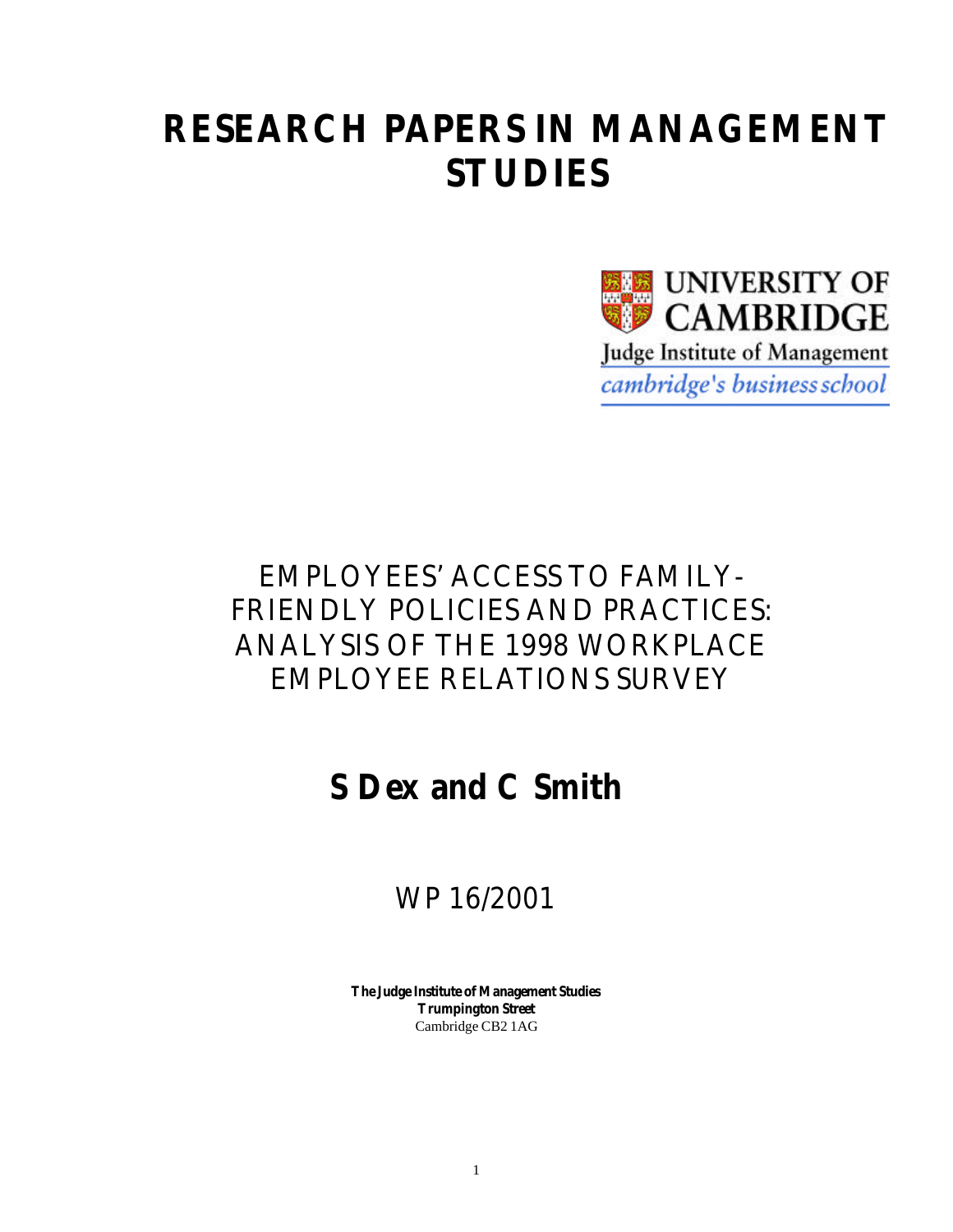# RESEARCH PAPERS IN MANAGEMENT STUDIES

UNIVERSITY OF CAMBRIDGE

Judge Institute of Management

*cambridge's business school*

## EMPLOYEES' ACCESS TO FAMILY-FRIENDLY POLICIES AND PRACTICES: ANALYSIS OF THE 1998 WORKPLACE EMPLOYEE RELATIONS SURVEY

## S Dex and C Smith

WP 16/2001

**The Judge Institute of Management Studies**
**Trumpington Street**
Cambridge CB2 1AG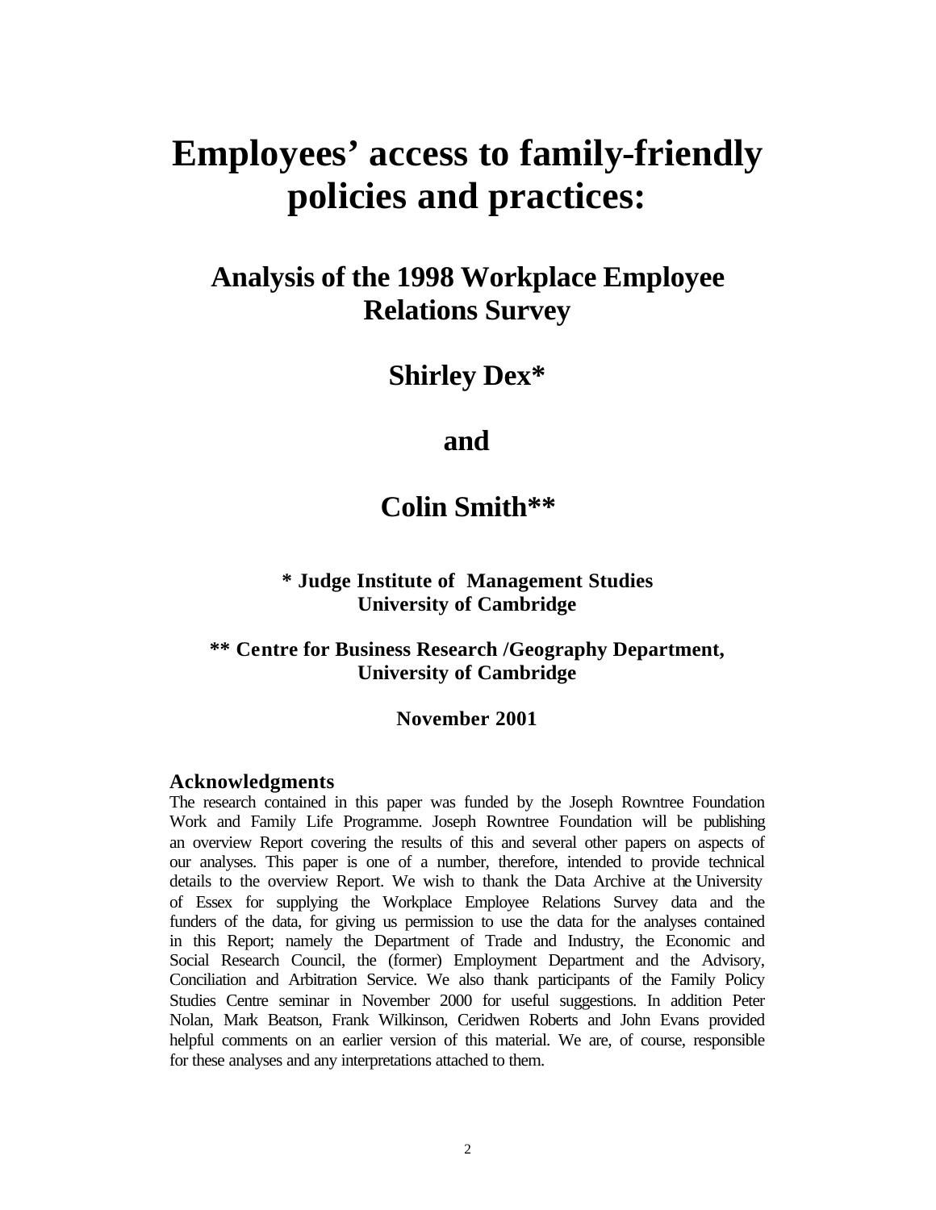# Employees' access to family-friendly policies and practices:

## Analysis of the 1998 Workplace Employee Relations Survey

## Shirley Dex*

## and

## Colin Smith**

**\* Judge Institute of Management Studies**
**University of Cambridge**

**\*\* Centre for Business Research /Geography Department,**
**University of Cambridge**

**November 2001**

**Acknowledgments**

The research contained in this paper was funded by the Joseph Rowntree Foundation Work and Family Life Programme. Joseph Rowntree Foundation will be publishing an overview Report covering the results of this and several other papers on aspects of our analyses. This paper is one of a number, therefore, intended to provide technical details to the overview Report. We wish to thank the Data Archive at the University of Essex for supplying the Workplace Employee Relations Survey data and the funders of the data, for giving us permission to use the data for the analyses contained in this Report; namely the Department of Trade and Industry, the Economic and Social Research Council, the (former) Employment Department and the Advisory, Conciliation and Arbitration Service. We also thank participants of the Family Policy Studies Centre seminar in November 2000 for useful suggestions. In addition Peter Nolan, Mark Beatson, Frank Wilkinson, Ceridwen Roberts and John Evans provided helpful comments on an earlier version of this material. We are, of course, responsible for these analyses and any interpretations attached to them.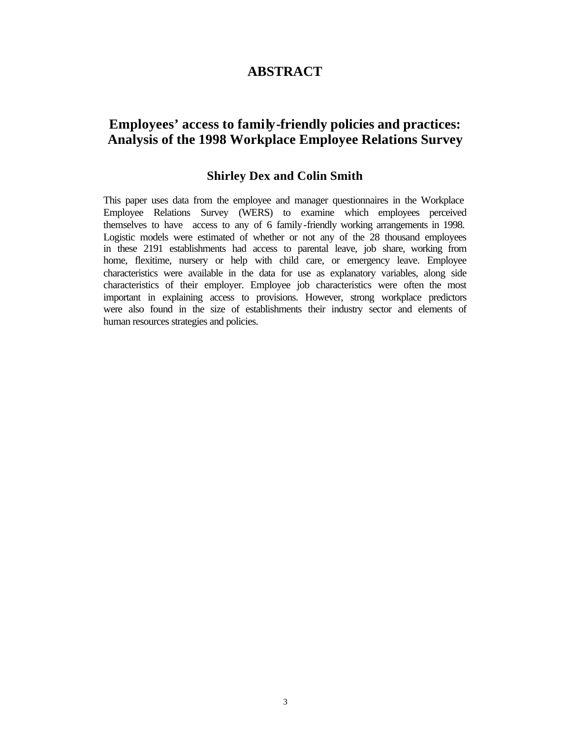# ABSTRACT

## Employees' access to family-friendly policies and practices: Analysis of the 1998 Workplace Employee Relations Survey

### Shirley Dex and Colin Smith

This paper uses data from the employee and manager questionnaires in the Workplace Employee Relations Survey (WERS) to examine which employees perceived themselves to have access to any of 6 family-friendly working arrangements in 1998. Logistic models were estimated of whether or not any of the 28 thousand employees in these 2191 establishments had access to parental leave, job share, working from home, flexitime, nursery or help with child care, or emergency leave. Employee characteristics were available in the data for use as explanatory variables, along side characteristics of their employer. Employee job characteristics were often the most important in explaining access to provisions. However, strong workplace predictors were also found in the size of establishments their industry sector and elements of human resources strategies and policies.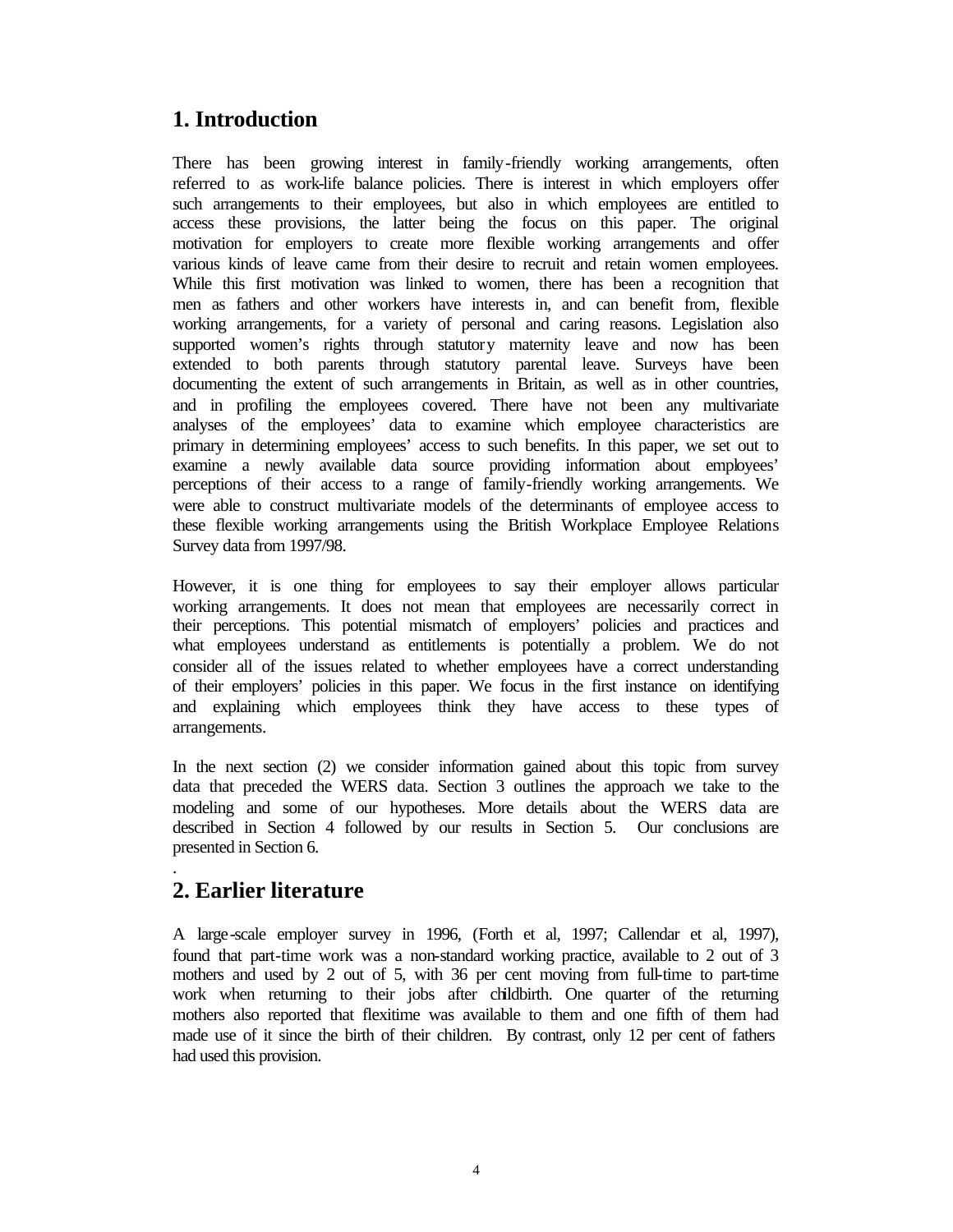## 1. Introduction

There has been growing interest in family-friendly working arrangements, often referred to as work-life balance policies. There is interest in which employers offer such arrangements to their employees, but also in which employees are entitled to access these provisions, the latter being the focus on this paper. The original motivation for employers to create more flexible working arrangements and offer various kinds of leave came from their desire to recruit and retain women employees. While this first motivation was linked to women, there has been a recognition that men as fathers and other workers have interests in, and can benefit from, flexible working arrangements, for a variety of personal and caring reasons. Legislation also supported women's rights through statutory maternity leave and now has been extended to both parents through statutory parental leave. Surveys have been documenting the extent of such arrangements in Britain, as well as in other countries, and in profiling the employees covered. There have not been any multivariate analyses of the employees' data to examine which employee characteristics are primary in determining employees' access to such benefits. In this paper, we set out to examine a newly available data source providing information about employees' perceptions of their access to a range of family-friendly working arrangements. We were able to construct multivariate models of the determinants of employee access to these flexible working arrangements using the British Workplace Employee Relations Survey data from 1997/98.

However, it is one thing for employees to say their employer allows particular working arrangements. It does not mean that employees are necessarily correct in their perceptions. This potential mismatch of employers' policies and practices and what employees understand as entitlements is potentially a problem. We do not consider all of the issues related to whether employees have a correct understanding of their employers' policies in this paper. We focus in the first instance on identifying and explaining which employees think they have access to these types of arrangements.

In the next section (2) we consider information gained about this topic from survey data that preceded the WERS data. Section 3 outlines the approach we take to the modeling and some of our hypotheses. More details about the WERS data are described in Section 4 followed by our results in Section 5. Our conclusions are presented in Section 6.

## 2. Earlier literature

A large-scale employer survey in 1996, (Forth et al, 1997; Callendar et al, 1997), found that part-time work was a non-standard working practice, available to 2 out of 3 mothers and used by 2 out of 5, with 36 per cent moving from full-time to part-time work when returning to their jobs after childbirth. One quarter of the returning mothers also reported that flexitime was available to them and one fifth of them had made use of it since the birth of their children. By contrast, only 12 per cent of fathers had used this provision.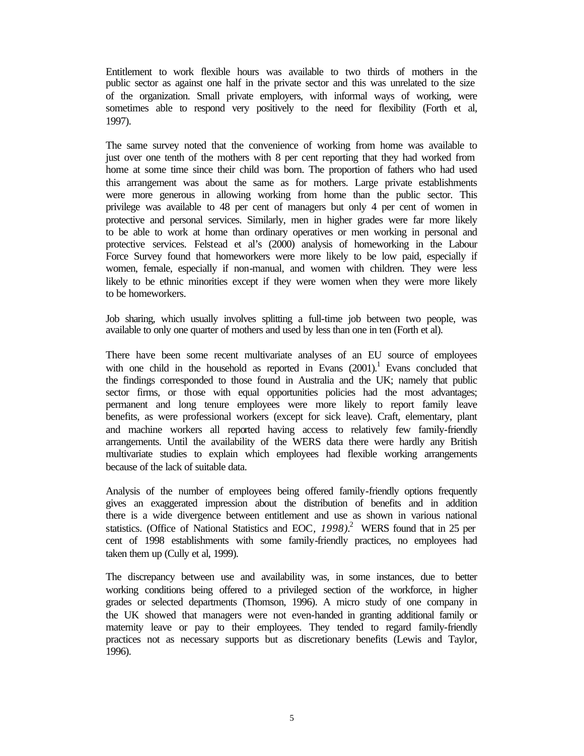Entitlement to work flexible hours was available to two thirds of mothers in the public sector as against one half in the private sector and this was unrelated to the size of the organization. Small private employers, with informal ways of working, were sometimes able to respond very positively to the need for flexibility (Forth et al, 1997).

The same survey noted that the convenience of working from home was available to just over one tenth of the mothers with 8 per cent reporting that they had worked from home at some time since their child was born. The proportion of fathers who had used this arrangement was about the same as for mothers. Large private establishments were more generous in allowing working from home than the public sector. This privilege was available to 48 per cent of managers but only 4 per cent of women in protective and personal services. Similarly, men in higher grades were far more likely to be able to work at home than ordinary operatives or men working in personal and protective services. Felstead et al's (2000) analysis of homeworking in the Labour Force Survey found that homeworkers were more likely to be low paid, especially if women, female, especially if non-manual, and women with children. They were less likely to be ethnic minorities except if they were women when they were more likely to be homeworkers.

Job sharing, which usually involves splitting a full-time job between two people, was available to only one quarter of mothers and used by less than one in ten (Forth et al).

There have been some recent multivariate analyses of an EU source of employees with one child in the household as reported in Evans (2001).[1] Evans concluded that the findings corresponded to those found in Australia and the UK; namely that public sector firms, or those with equal opportunities policies had the most advantages; permanent and long tenure employees were more likely to report family leave benefits, as were professional workers (except for sick leave). Craft, elementary, plant and machine workers all reported having access to relatively few family-friendly arrangements. Until the availability of the WERS data there were hardly any British multivariate studies to explain which employees had flexible working arrangements because of the lack of suitable data.

Analysis of the number of employees being offered family-friendly options frequently gives an exaggerated impression about the distribution of benefits and in addition there is a wide divergence between entitlement and use as shown in various national statistics. (Office of National Statistics and EOC*, 1998)*.[2] WERS found that in 25 per cent of 1998 establishments with some family-friendly practices, no employees had taken them up (Cully et al, 1999).

The discrepancy between use and availability was, in some instances, due to better working conditions being offered to a privileged section of the workforce, in higher grades or selected departments (Thomson, 1996). A micro study of one company in the UK showed that managers were not even-handed in granting additional family or maternity leave or pay to their employees. They tended to regard family-friendly practices not as necessary supports but as discretionary benefits (Lewis and Taylor, 1996).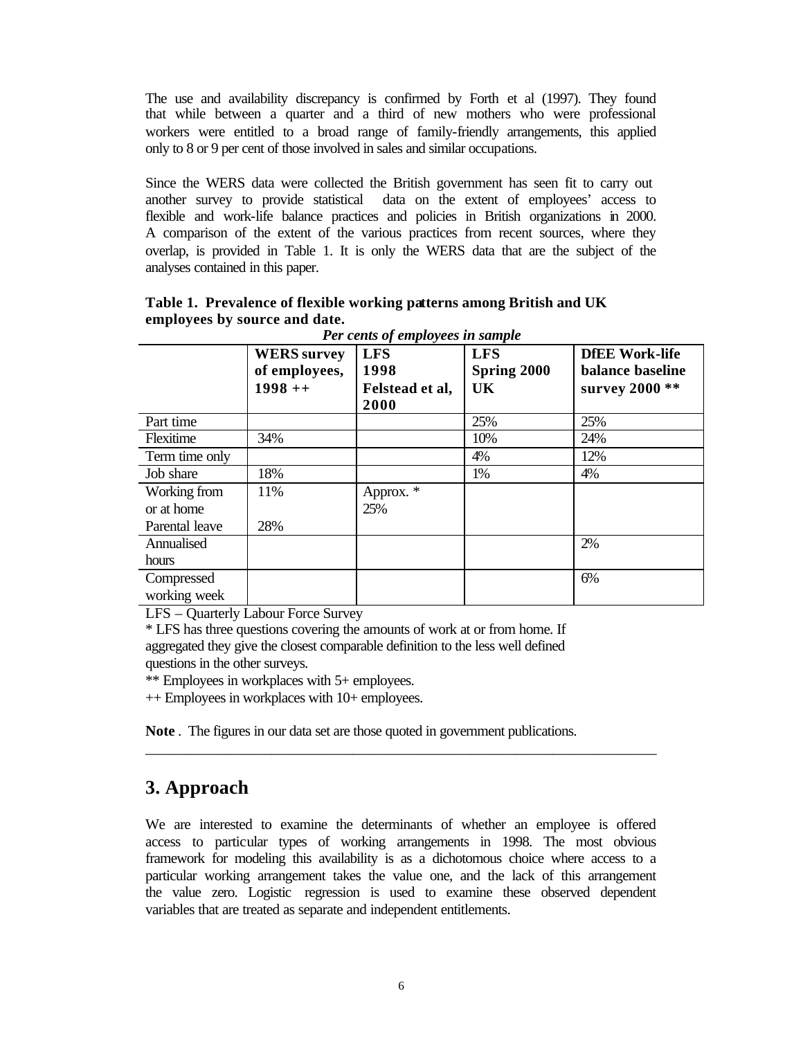The use and availability discrepancy is confirmed by Forth et al (1997). They found that while between a quarter and a third of new mothers who were professional workers were entitled to a broad range of family-friendly arrangements, this applied only to 8 or 9 per cent of those involved in sales and similar occupations.

Since the WERS data were collected the British government has seen fit to carry out another survey to provide statistical data on the extent of employees' access to flexible and work-life balance practices and policies in British organizations in 2000. A comparison of the extent of the various practices from recent sources, where they overlap, is provided in Table 1. It is only the WERS data that are the subject of the analyses contained in this paper.

**Table 1. Prevalence of flexible working patterns among British and UK employees by source and date.**

***Per cents of employees in sample***

| | **WERS survey of employees, 1998 ++** | **LFS 1998 Felstead et al, 2000** | **LFS Spring 2000 UK** | **DfEE Work-life balance baseline survey 2000 \*\*** |
|---|---|---|---|---|
| Part time | | | 25% | 25% |
| Flexitime | 34% | | 10% | 24% |
| Term time only | | | 4% | 12% |
| Job share | 18% | | 1% | 4% |
| Working from or at home | 11% | Approx. * 25% | | |
| Parental leave | 28% | | | |
| Annualised hours | | | | 2% |
| Compressed working week | | | | 6% |

LFS – Quarterly Labour Force Survey

\* LFS has three questions covering the amounts of work at or from home. If aggregated they give the closest comparable definition to the less well defined questions in the other surveys.

\*\* Employees in workplaces with 5+ employees.

++ Employees in workplaces with 10+ employees.

**Note** . The figures in our data set are those quoted in government publications.

## 3. Approach

We are interested to examine the determinants of whether an employee is offered access to particular types of working arrangements in 1998. The most obvious framework for modeling this availability is as a dichotomous choice where access to a particular working arrangement takes the value one, and the lack of this arrangement the value zero. Logistic regression is used to examine these observed dependent variables that are treated as separate and independent entitlements.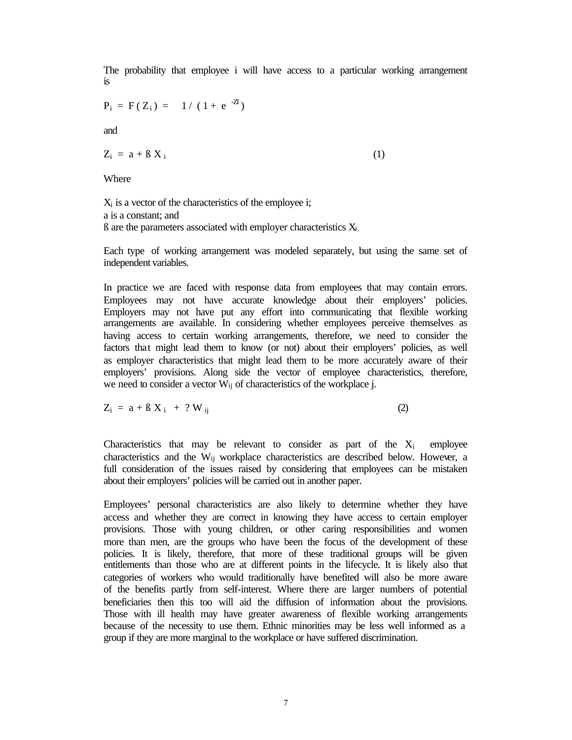The probability that employee i will have access to a particular working arrangement is

$$P_i = F(Z_i) = 1 / (1 + e^{-Zi})$$

and

$$Z_i = a + ß X_i \qquad (1)$$

Where

$X_i$ is a vector of the characteristics of the employee i;
a is a constant; and
ß are the parameters associated with employer characteristics $X_i$.

Each type of working arrangement was modeled separately, but using the same set of independent variables.

In practice we are faced with response data from employees that may contain errors. Employees may not have accurate knowledge about their employers' policies. Employers may not have put any effort into communicating that flexible working arrangements are available. In considering whether employees perceive themselves as having access to certain working arrangements, therefore, we need to consider the factors that might lead them to know (or not) about their employers' policies, as well as employer characteristics that might lead them to be more accurately aware of their employers' provisions. Along side the vector of employee characteristics, therefore, we need to consider a vector $W_{ij}$ of characteristics of the workplace j.

$$Z_i = a + ß X_i + ? W_{ij} \qquad (2)$$

Characteristics that may be relevant to consider as part of the $X_i$ employee characteristics and the $W_{ij}$ workplace characteristics are described below. However, a full consideration of the issues raised by considering that employees can be mistaken about their employers' policies will be carried out in another paper.

Employees' personal characteristics are also likely to determine whether they have access and whether they are correct in knowing they have access to certain employer provisions. Those with young children, or other caring responsibilities and women more than men, are the groups who have been the focus of the development of these policies. It is likely, therefore, that more of these traditional groups will be given entitlements than those who are at different points in the lifecycle. It is likely also that categories of workers who would traditionally have benefited will also be more aware of the benefits partly from self-interest. Where there are larger numbers of potential beneficiaries then this too will aid the diffusion of information about the provisions. Those with ill health may have greater awareness of flexible working arrangements because of the necessity to use them. Ethnic minorities may be less well informed as a group if they are more marginal to the workplace or have suffered discrimination.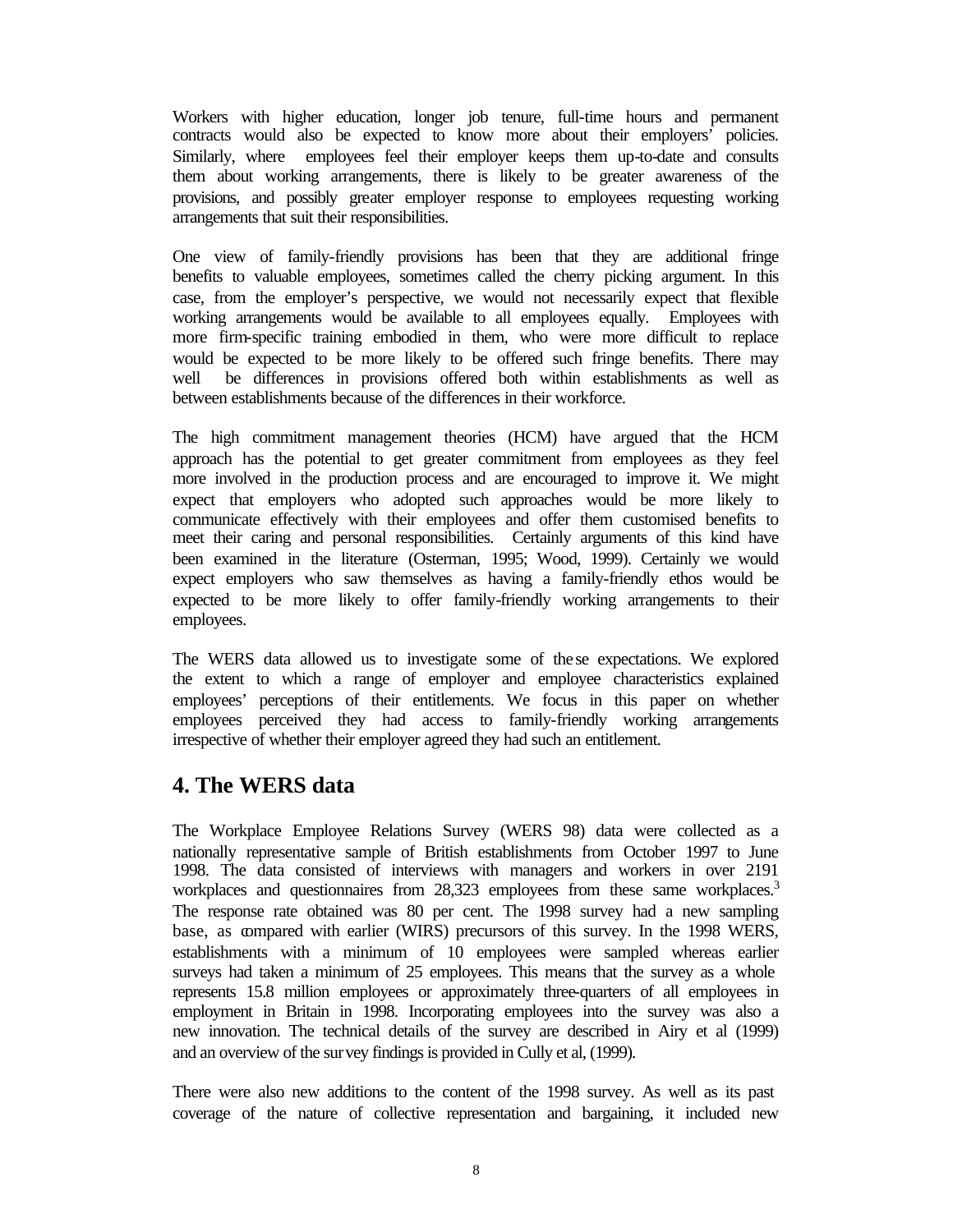Workers with higher education, longer job tenure, full-time hours and permanent contracts would also be expected to know more about their employers' policies. Similarly, where employees feel their employer keeps them up-to-date and consults them about working arrangements, there is likely to be greater awareness of the provisions, and possibly greater employer response to employees requesting working arrangements that suit their responsibilities.

One view of family-friendly provisions has been that they are additional fringe benefits to valuable employees, sometimes called the cherry picking argument. In this case, from the employer's perspective, we would not necessarily expect that flexible working arrangements would be available to all employees equally. Employees with more firm-specific training embodied in them, who were more difficult to replace would be expected to be more likely to be offered such fringe benefits. There may well be differences in provisions offered both within establishments as well as between establishments because of the differences in their workforce.

The high commitment management theories (HCM) have argued that the HCM approach has the potential to get greater commitment from employees as they feel more involved in the production process and are encouraged to improve it. We might expect that employers who adopted such approaches would be more likely to communicate effectively with their employees and offer them customised benefits to meet their caring and personal responsibilities. Certainly arguments of this kind have been examined in the literature (Osterman, 1995; Wood, 1999). Certainly we would expect employers who saw themselves as having a family-friendly ethos would be expected to be more likely to offer family-friendly working arrangements to their employees.

The WERS data allowed us to investigate some of these expectations. We explored the extent to which a range of employer and employee characteristics explained employees' perceptions of their entitlements. We focus in this paper on whether employees perceived they had access to family-friendly working arrangements irrespective of whether their employer agreed they had such an entitlement.

## 4. The WERS data

The Workplace Employee Relations Survey (WERS 98) data were collected as a nationally representative sample of British establishments from October 1997 to June 1998. The data consisted of interviews with managers and workers in over 2191 workplaces and questionnaires from 28,323 employees from these same workplaces.[3] The response rate obtained was 80 per cent. The 1998 survey had a new sampling base, as compared with earlier (WIRS) precursors of this survey. In the 1998 WERS, establishments with a minimum of 10 employees were sampled whereas earlier surveys had taken a minimum of 25 employees. This means that the survey as a whole represents 15.8 million employees or approximately three-quarters of all employees in employment in Britain in 1998. Incorporating employees into the survey was also a new innovation. The technical details of the survey are described in Airy et al (1999) and an overview of the survey findings is provided in Cully et al, (1999).

There were also new additions to the content of the 1998 survey. As well as its past coverage of the nature of collective representation and bargaining, it included new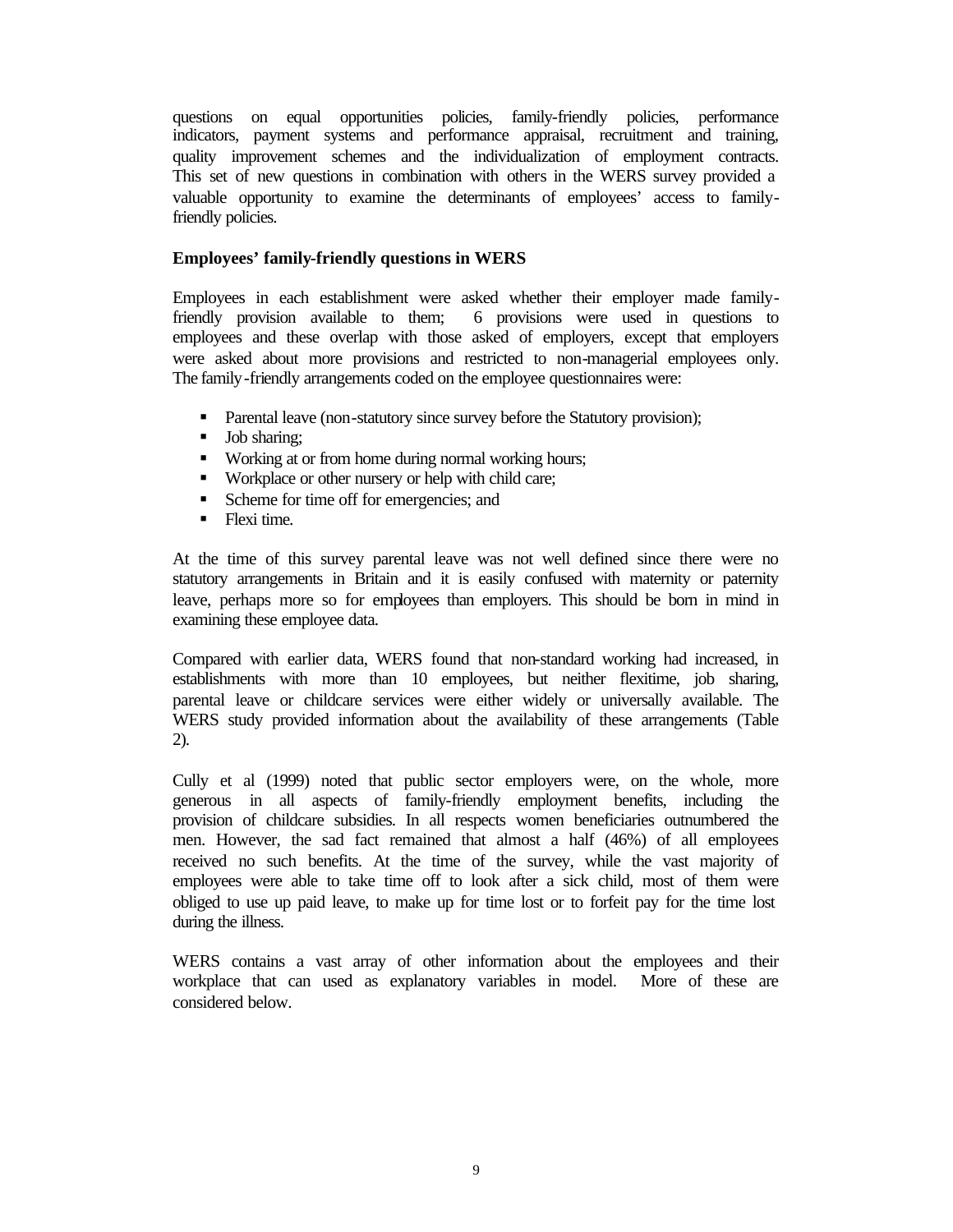questions on equal opportunities policies, family-friendly policies, performance indicators, payment systems and performance appraisal, recruitment and training, quality improvement schemes and the individualization of employment contracts. This set of new questions in combination with others in the WERS survey provided a valuable opportunity to examine the determinants of employees' access to family-friendly policies.

### Employees' family-friendly questions in WERS

Employees in each establishment were asked whether their employer made family-friendly provision available to them; 6 provisions were used in questions to employees and these overlap with those asked of employers, except that employers were asked about more provisions and restricted to non-managerial employees only. The family-friendly arrangements coded on the employee questionnaires were:

- Parental leave (non-statutory since survey before the Statutory provision);
- Job sharing;
- Working at or from home during normal working hours;
- Workplace or other nursery or help with child care;
- Scheme for time off for emergencies; and
- Flexi time.

At the time of this survey parental leave was not well defined since there were no statutory arrangements in Britain and it is easily confused with maternity or paternity leave, perhaps more so for employees than employers. This should be born in mind in examining these employee data.

Compared with earlier data, WERS found that non-standard working had increased, in establishments with more than 10 employees, but neither flexitime, job sharing, parental leave or childcare services were either widely or universally available. The WERS study provided information about the availability of these arrangements (Table 2).

Cully et al (1999) noted that public sector employers were, on the whole, more generous in all aspects of family-friendly employment benefits, including the provision of childcare subsidies. In all respects women beneficiaries outnumbered the men. However, the sad fact remained that almost a half (46%) of all employees received no such benefits. At the time of the survey, while the vast majority of employees were able to take time off to look after a sick child, most of them were obliged to use up paid leave, to make up for time lost or to forfeit pay for the time lost during the illness.

WERS contains a vast array of other information about the employees and their workplace that can used as explanatory variables in model. More of these are considered below.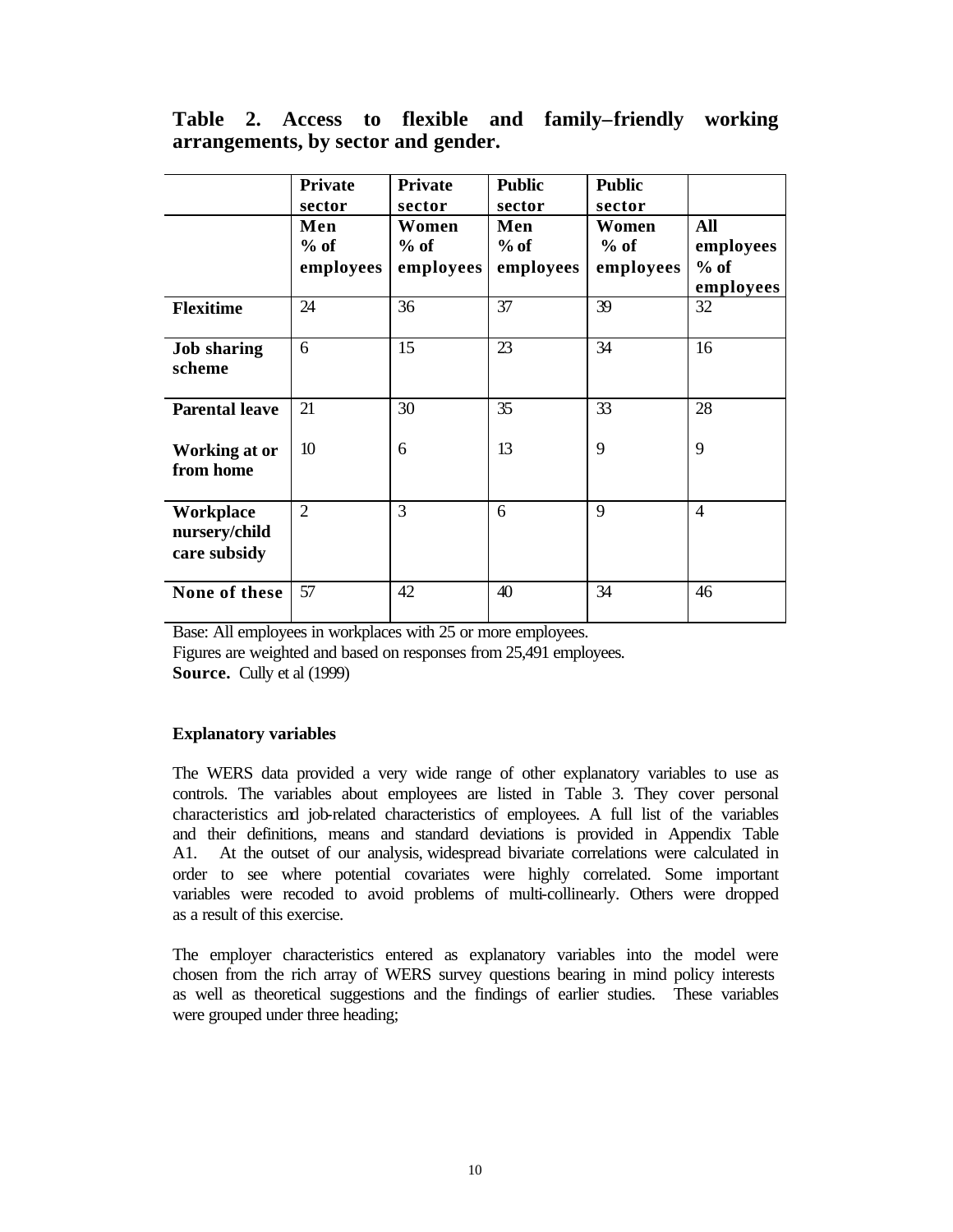**Table 2. Access to flexible and family–friendly working arrangements, by sector and gender.**

| | Private sector | Private sector | Public sector | Public sector | |
|---|---|---|---|---|---|
| | Men % of employees | Women % of employees | Men % of employees | Women % of employees | All employees % of employees |
| **Flexitime** | 24 | 36 | 37 | 39 | 32 |
| **Job sharing scheme** | 6 | 15 | 23 | 34 | 16 |
| **Parental leave** | 21 | 30 | 35 | 33 | 28 |
| **Working at or from home** | 10 | 6 | 13 | 9 | 9 |
| **Workplace nursery/child care subsidy** | 2 | 3 | 6 | 9 | 4 |
| **None of these** | 57 | 42 | 40 | 34 | 46 |

Base: All employees in workplaces with 25 or more employees.
Figures are weighted and based on responses from 25,491 employees.
**Source.** Cully et al (1999)

**Explanatory variables**

The WERS data provided a very wide range of other explanatory variables to use as controls. The variables about employees are listed in Table 3. They cover personal characteristics and job-related characteristics of employees. A full list of the variables and their definitions, means and standard deviations is provided in Appendix Table A1. At the outset of our analysis, widespread bivariate correlations were calculated in order to see where potential covariates were highly correlated. Some important variables were recoded to avoid problems of multi-collinearly. Others were dropped as a result of this exercise.

The employer characteristics entered as explanatory variables into the model were chosen from the rich array of WERS survey questions bearing in mind policy interests as well as theoretical suggestions and the findings of earlier studies. These variables were grouped under three heading;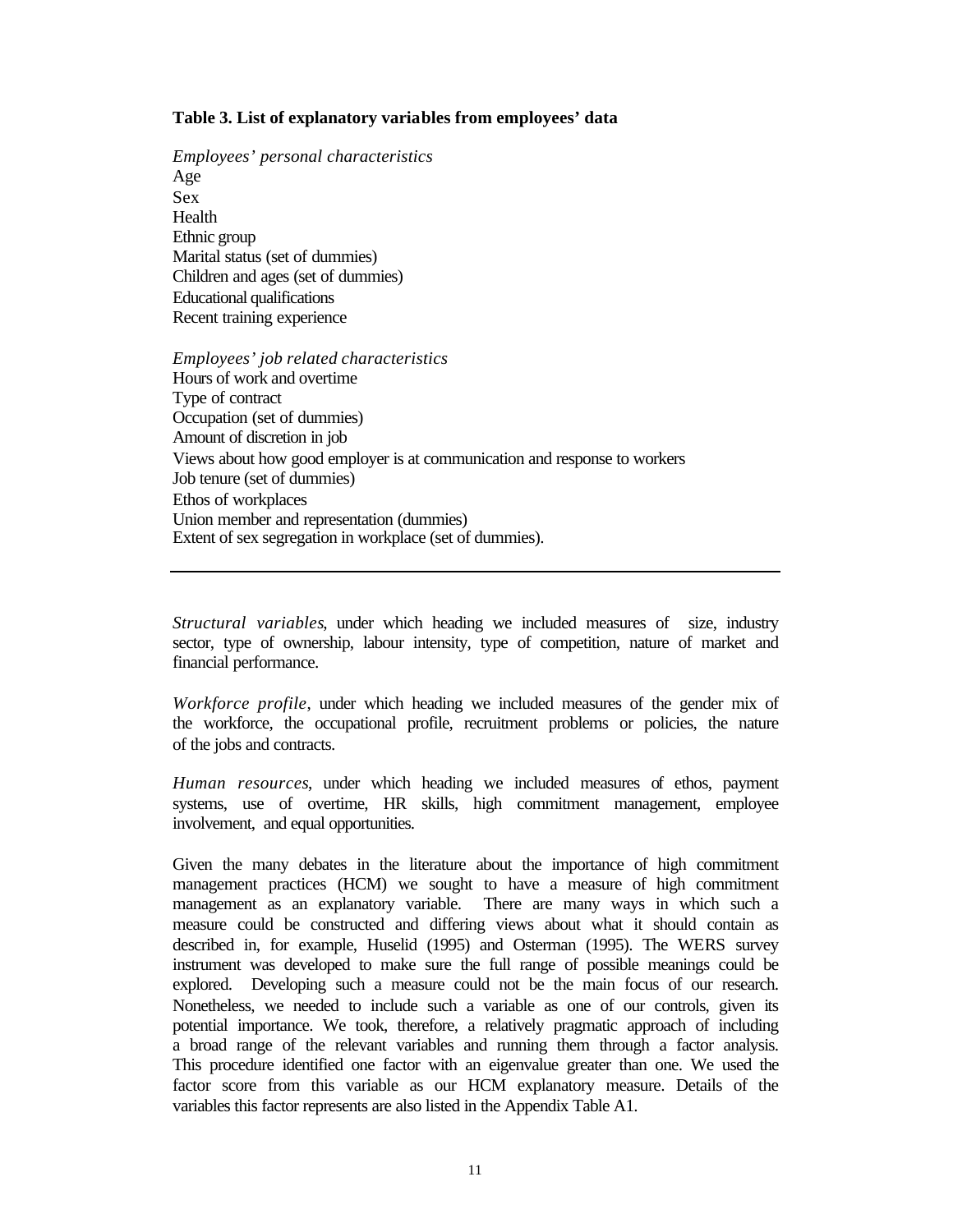**Table 3. List of explanatory variables from employees' data**

*Employees' personal characteristics*
Age
Sex
Health
Ethnic group
Marital status (set of dummies)
Children and ages (set of dummies)
Educational qualifications
Recent training experience

*Employees' job related characteristics*
Hours of work and overtime
Type of contract
Occupation (set of dummies)
Amount of discretion in job
Views about how good employer is at communication and response to workers
Job tenure (set of dummies)
Ethos of workplaces
Union member and representation (dummies)
Extent of sex segregation in workplace (set of dummies).

---

*Structural variables*, under which heading we included measures of size, industry sector, type of ownership, labour intensity, type of competition, nature of market and financial performance.

*Workforce profile*, under which heading we included measures of the gender mix of the workforce, the occupational profile, recruitment problems or policies, the nature of the jobs and contracts.

*Human resources*, under which heading we included measures of ethos, payment systems, use of overtime, HR skills, high commitment management, employee involvement, and equal opportunities.

Given the many debates in the literature about the importance of high commitment management practices (HCM) we sought to have a measure of high commitment management as an explanatory variable. There are many ways in which such a measure could be constructed and differing views about what it should contain as described in, for example, Huselid (1995) and Osterman (1995). The WERS survey instrument was developed to make sure the full range of possible meanings could be explored. Developing such a measure could not be the main focus of our research. Nonetheless, we needed to include such a variable as one of our controls, given its potential importance. We took, therefore, a relatively pragmatic approach of including a broad range of the relevant variables and running them through a factor analysis. This procedure identified one factor with an eigenvalue greater than one. We used the factor score from this variable as our HCM explanatory measure. Details of the variables this factor represents are also listed in the Appendix Table A1.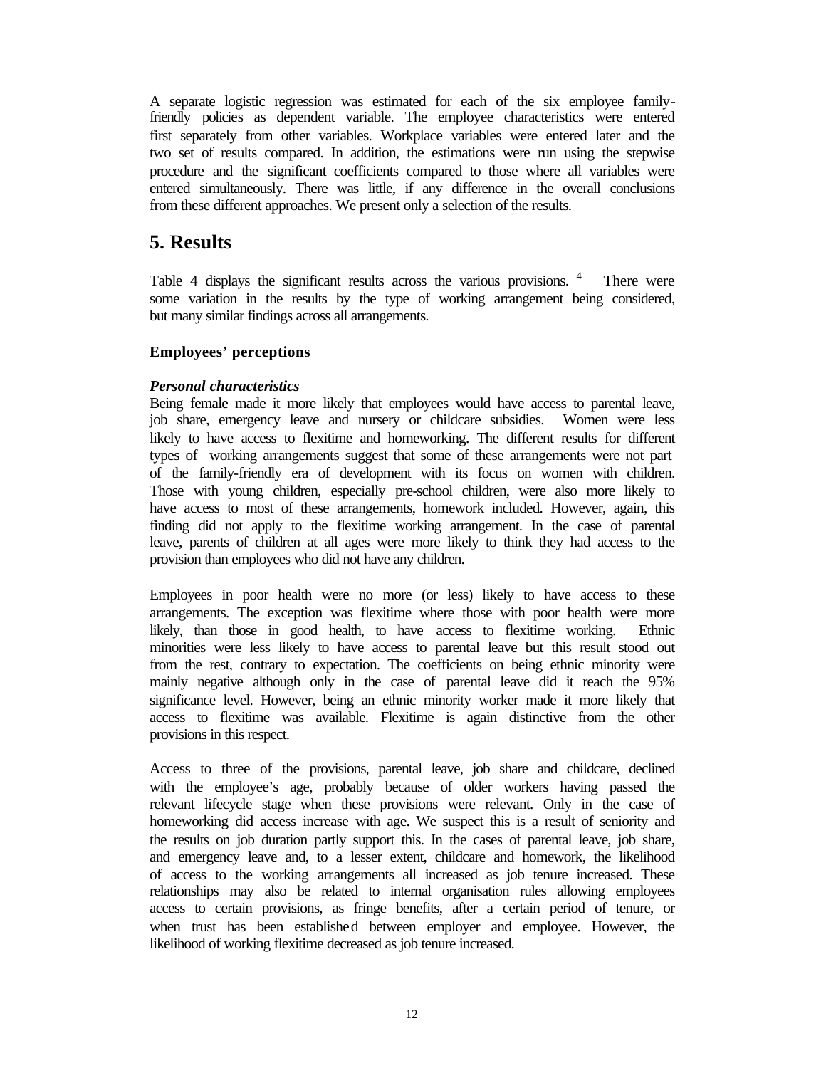A separate logistic regression was estimated for each of the six employee family-friendly policies as dependent variable. The employee characteristics were entered first separately from other variables. Workplace variables were entered later and the two set of results compared. In addition, the estimations were run using the stepwise procedure and the significant coefficients compared to those where all variables were entered simultaneously. There was little, if any difference in the overall conclusions from these different approaches. We present only a selection of the results.

# 5. Results

Table 4 displays the significant results across the various provisions. [4] There were some variation in the results by the type of working arrangement being considered, but many similar findings across all arrangements.

### Employees' perceptions

***Personal characteristics***

Being female made it more likely that employees would have access to parental leave, job share, emergency leave and nursery or childcare subsidies. Women were less likely to have access to flexitime and homeworking. The different results for different types of working arrangements suggest that some of these arrangements were not part of the family-friendly era of development with its focus on women with children. Those with young children, especially pre-school children, were also more likely to have access to most of these arrangements, homework included. However, again, this finding did not apply to the flexitime working arrangement. In the case of parental leave, parents of children at all ages were more likely to think they had access to the provision than employees who did not have any children.

Employees in poor health were no more (or less) likely to have access to these arrangements. The exception was flexitime where those with poor health were more likely, than those in good health, to have access to flexitime working. Ethnic minorities were less likely to have access to parental leave but this result stood out from the rest, contrary to expectation. The coefficients on being ethnic minority were mainly negative although only in the case of parental leave did it reach the 95% significance level. However, being an ethnic minority worker made it more likely that access to flexitime was available. Flexitime is again distinctive from the other provisions in this respect.

Access to three of the provisions, parental leave, job share and childcare, declined with the employee's age, probably because of older workers having passed the relevant lifecycle stage when these provisions were relevant. Only in the case of homeworking did access increase with age. We suspect this is a result of seniority and the results on job duration partly support this. In the cases of parental leave, job share, and emergency leave and, to a lesser extent, childcare and homework, the likelihood of access to the working arrangements all increased as job tenure increased. These relationships may also be related to internal organisation rules allowing employees access to certain provisions, as fringe benefits, after a certain period of tenure, or when trust has been established between employer and employee. However, the likelihood of working flexitime decreased as job tenure increased.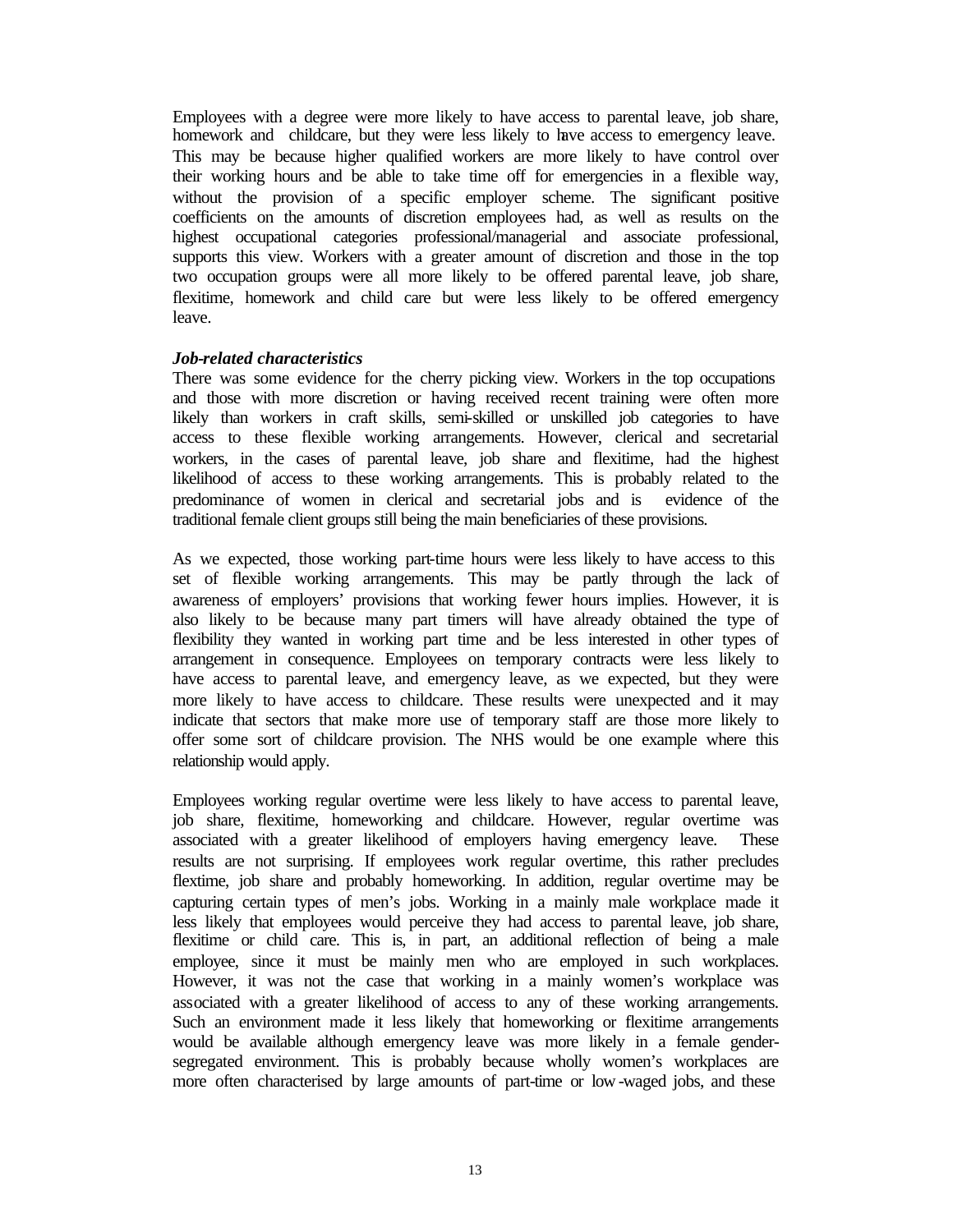Employees with a degree were more likely to have access to parental leave, job share, homework and childcare, but they were less likely to have access to emergency leave. This may be because higher qualified workers are more likely to have control over their working hours and be able to take time off for emergencies in a flexible way, without the provision of a specific employer scheme. The significant positive coefficients on the amounts of discretion employees had, as well as results on the highest occupational categories professional/managerial and associate professional, supports this view. Workers with a greater amount of discretion and those in the top two occupation groups were all more likely to be offered parental leave, job share, flexitime, homework and child care but were less likely to be offered emergency leave.

***Job-related characteristics***

There was some evidence for the cherry picking view. Workers in the top occupations and those with more discretion or having received recent training were often more likely than workers in craft skills, semi-skilled or unskilled job categories to have access to these flexible working arrangements. However, clerical and secretarial workers, in the cases of parental leave, job share and flexitime, had the highest likelihood of access to these working arrangements. This is probably related to the predominance of women in clerical and secretarial jobs and is evidence of the traditional female client groups still being the main beneficiaries of these provisions.

As we expected, those working part-time hours were less likely to have access to this set of flexible working arrangements. This may be partly through the lack of awareness of employers' provisions that working fewer hours implies. However, it is also likely to be because many part timers will have already obtained the type of flexibility they wanted in working part time and be less interested in other types of arrangement in consequence. Employees on temporary contracts were less likely to have access to parental leave, and emergency leave, as we expected, but they were more likely to have access to childcare. These results were unexpected and it may indicate that sectors that make more use of temporary staff are those more likely to offer some sort of childcare provision. The NHS would be one example where this relationship would apply.

Employees working regular overtime were less likely to have access to parental leave, job share, flexitime, homeworking and childcare. However, regular overtime was associated with a greater likelihood of employers having emergency leave. These results are not surprising. If employees work regular overtime, this rather precludes flextime, job share and probably homeworking. In addition, regular overtime may be capturing certain types of men's jobs. Working in a mainly male workplace made it less likely that employees would perceive they had access to parental leave, job share, flexitime or child care. This is, in part, an additional reflection of being a male employee, since it must be mainly men who are employed in such workplaces. However, it was not the case that working in a mainly women's workplace was associated with a greater likelihood of access to any of these working arrangements. Such an environment made it less likely that homeworking or flexitime arrangements would be available although emergency leave was more likely in a female gender-segregated environment. This is probably because wholly women's workplaces are more often characterised by large amounts of part-time or low-waged jobs, and these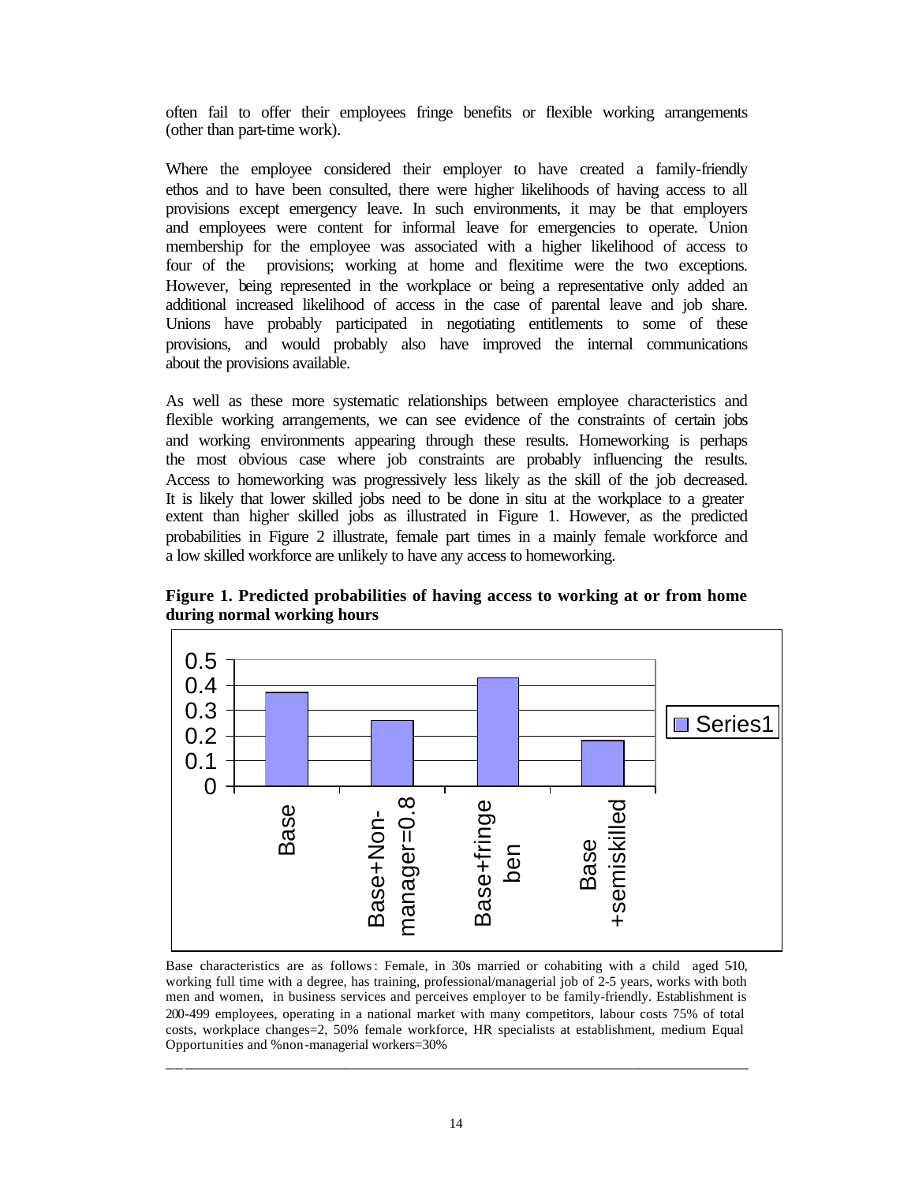often fail to offer their employees fringe benefits or flexible working arrangements (other than part-time work).

Where the employee considered their employer to have created a family-friendly ethos and to have been consulted, there were higher likelihoods of having access to all provisions except emergency leave. In such environments, it may be that employers and employees were content for informal leave for emergencies to operate. Union membership for the employee was associated with a higher likelihood of access to four of the provisions; working at home and flexitime were the two exceptions. However, being represented in the workplace or being a representative only added an additional increased likelihood of access in the case of parental leave and job share. Unions have probably participated in negotiating entitlements to some of these provisions, and would probably also have improved the internal communications about the provisions available.

As well as these more systematic relationships between employee characteristics and flexible working arrangements, we can see evidence of the constraints of certain jobs and working environments appearing through these results. Homeworking is perhaps the most obvious case where job constraints are probably influencing the results. Access to homeworking was progressively less likely as the skill of the job decreased. It is likely that lower skilled jobs need to be done in situ at the workplace to a greater extent than higher skilled jobs as illustrated in Figure 1. However, as the predicted probabilities in Figure 2 illustrate, female part times in a mainly female workforce and a low skilled workforce are unlikely to have any access to homeworking.

**Figure 1. Predicted probabilities of having access to working at or from home during normal working hours**

0.5
0.4
0.3
0.2
0.1
0

Base
Base+Non-manager=0.8
Base+fringe ben
Base +semiskilled

Series1

Base characteristics are as follows: Female, in 30s married or cohabiting with a child aged 5-10, working full time with a degree, has training, professional/managerial job of 2-5 years, works with both men and women, in business services and perceives employer to be family-friendly. Establishment is 200-499 employees, operating in a national market with many competitors, labour costs 75% of total costs, workplace changes=2, 50% female workforce, HR specialists at establishment, medium Equal Opportunities and %non-managerial workers=30%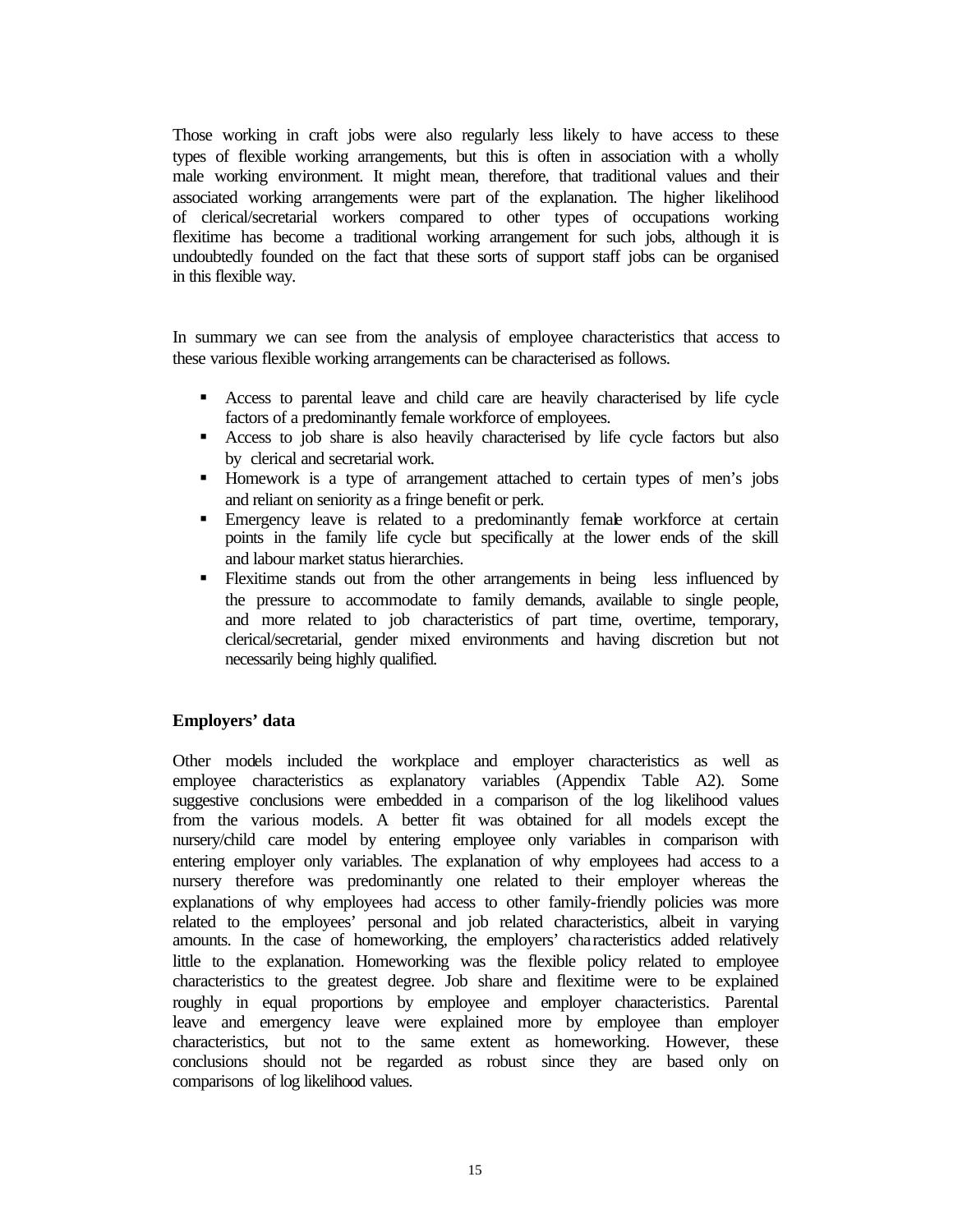Those working in craft jobs were also regularly less likely to have access to these types of flexible working arrangements, but this is often in association with a wholly male working environment. It might mean, therefore, that traditional values and their associated working arrangements were part of the explanation. The higher likelihood of clerical/secretarial workers compared to other types of occupations working flexitime has become a traditional working arrangement for such jobs, although it is undoubtedly founded on the fact that these sorts of support staff jobs can be organised in this flexible way.

In summary we can see from the analysis of employee characteristics that access to these various flexible working arrangements can be characterised as follows.

- Access to parental leave and child care are heavily characterised by life cycle factors of a predominantly female workforce of employees.
- Access to job share is also heavily characterised by life cycle factors but also by clerical and secretarial work.
- Homework is a type of arrangement attached to certain types of men's jobs and reliant on seniority as a fringe benefit or perk.
- Emergency leave is related to a predominantly female workforce at certain points in the family life cycle but specifically at the lower ends of the skill and labour market status hierarchies.
- Flexitime stands out from the other arrangements in being less influenced by the pressure to accommodate to family demands, available to single people, and more related to job characteristics of part time, overtime, temporary, clerical/secretarial, gender mixed environments and having discretion but not necessarily being highly qualified.

**Employers' data**

Other models included the workplace and employer characteristics as well as employee characteristics as explanatory variables (Appendix Table A2). Some suggestive conclusions were embedded in a comparison of the log likelihood values from the various models. A better fit was obtained for all models except the nursery/child care model by entering employee only variables in comparison with entering employer only variables. The explanation of why employees had access to a nursery therefore was predominantly one related to their employer whereas the explanations of why employees had access to other family-friendly policies was more related to the employees' personal and job related characteristics, albeit in varying amounts. In the case of homeworking, the employers' characteristics added relatively little to the explanation. Homeworking was the flexible policy related to employee characteristics to the greatest degree. Job share and flexitime were to be explained roughly in equal proportions by employee and employer characteristics. Parental leave and emergency leave were explained more by employee than employer characteristics, but not to the same extent as homeworking. However, these conclusions should not be regarded as robust since they are based only on comparisons of log likelihood values.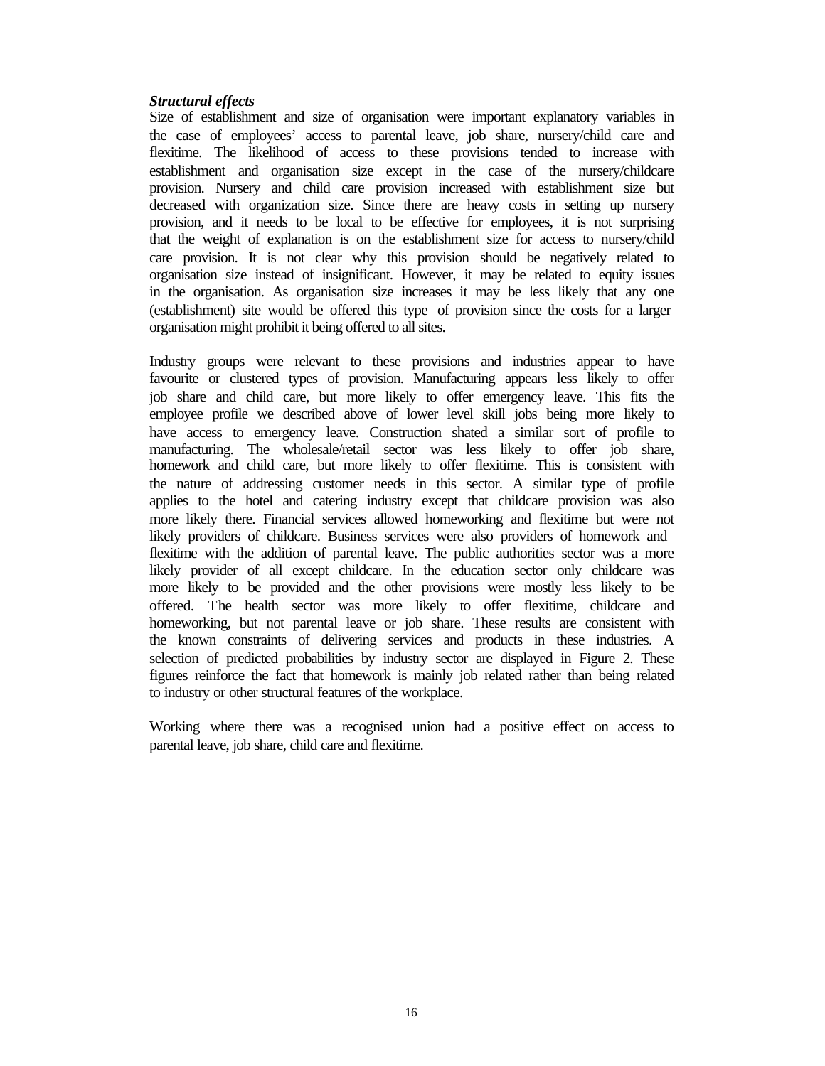***Structural effects***

Size of establishment and size of organisation were important explanatory variables in the case of employees' access to parental leave, job share, nursery/child care and flexitime. The likelihood of access to these provisions tended to increase with establishment and organisation size except in the case of the nursery/childcare provision. Nursery and child care provision increased with establishment size but decreased with organization size. Since there are heavy costs in setting up nursery provision, and it needs to be local to be effective for employees, it is not surprising that the weight of explanation is on the establishment size for access to nursery/child care provision. It is not clear why this provision should be negatively related to organisation size instead of insignificant. However, it may be related to equity issues in the organisation. As organisation size increases it may be less likely that any one (establishment) site would be offered this type of provision since the costs for a larger organisation might prohibit it being offered to all sites.

Industry groups were relevant to these provisions and industries appear to have favourite or clustered types of provision. Manufacturing appears less likely to offer job share and child care, but more likely to offer emergency leave. This fits the employee profile we described above of lower level skill jobs being more likely to have access to emergency leave. Construction shated a similar sort of profile to manufacturing. The wholesale/retail sector was less likely to offer job share, homework and child care, but more likely to offer flexitime. This is consistent with the nature of addressing customer needs in this sector. A similar type of profile applies to the hotel and catering industry except that childcare provision was also more likely there. Financial services allowed homeworking and flexitime but were not likely providers of childcare. Business services were also providers of homework and flexitime with the addition of parental leave. The public authorities sector was a more likely provider of all except childcare. In the education sector only childcare was more likely to be provided and the other provisions were mostly less likely to be offered. The health sector was more likely to offer flexitime, childcare and homeworking, but not parental leave or job share. These results are consistent with the known constraints of delivering services and products in these industries. A selection of predicted probabilities by industry sector are displayed in Figure 2. These figures reinforce the fact that homework is mainly job related rather than being related to industry or other structural features of the workplace.

Working where there was a recognised union had a positive effect on access to parental leave, job share, child care and flexitime.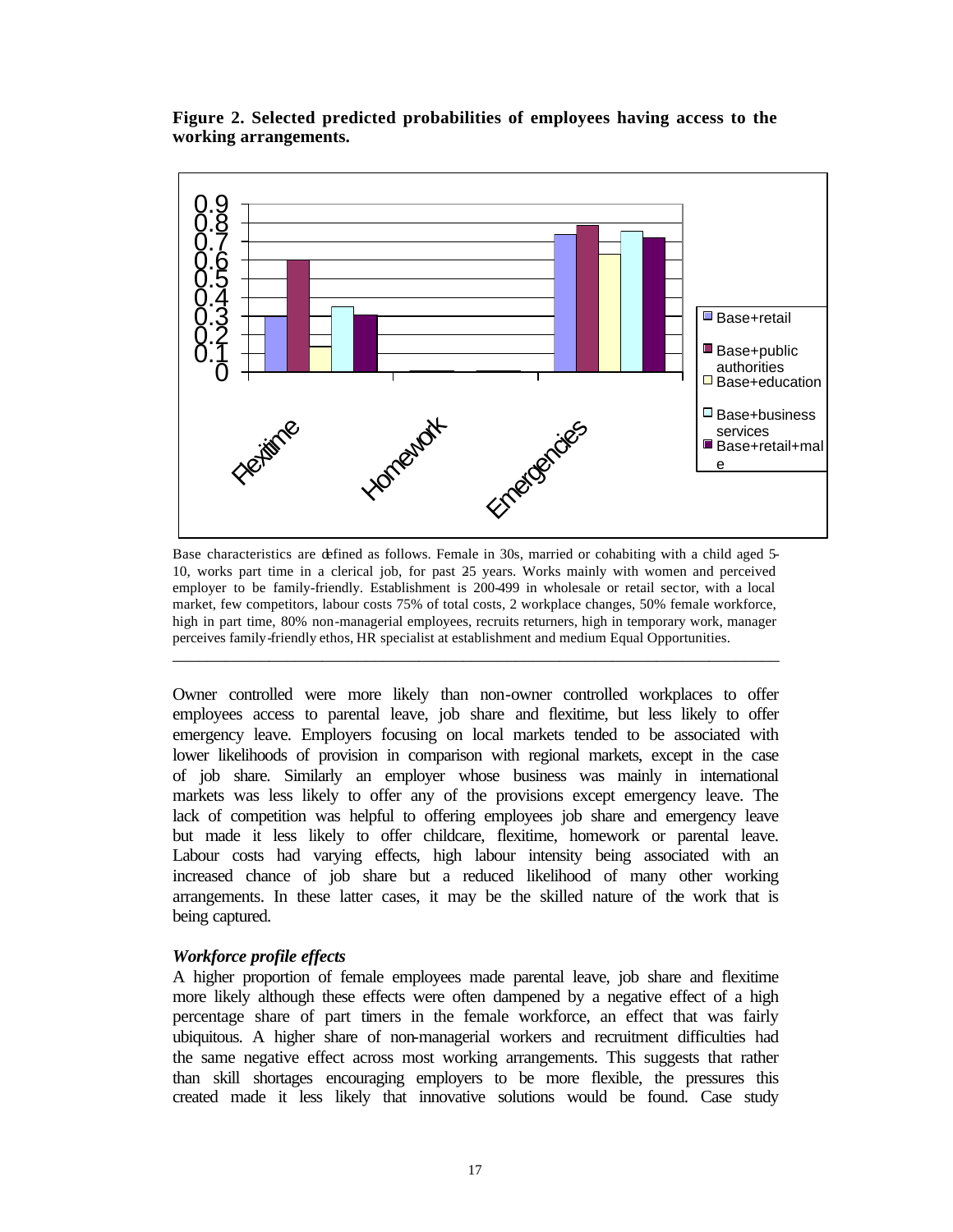**Figure 2. Selected predicted probabilities of employees having access to the working arrangements.**

0.9
0.8
0.7
0.6
0.5
0.4
0.3
0.2
0.1
0

Flexitime
Homework
Emergencies

Base+retail
Base+public authorities
Base+education
Base+business services
Base+retail+male

Base characteristics are defined as follows. Female in 30s, married or cohabiting with a child aged 5-10, works part time in a clerical job, for past 2-5 years. Works mainly with women and perceived employer to be family-friendly. Establishment is 200-499 in wholesale or retail sector, with a local market, few competitors, labour costs 75% of total costs, 2 workplace changes, 50% female workforce, high in part time, 80% non-managerial employees, recruits returners, high in temporary work, manager perceives family-friendly ethos, HR specialist at establishment and medium Equal Opportunities.

---

Owner controlled were more likely than non-owner controlled workplaces to offer employees access to parental leave, job share and flexitime, but less likely to offer emergency leave. Employers focusing on local markets tended to be associated with lower likelihoods of provision in comparison with regional markets, except in the case of job share. Similarly an employer whose business was mainly in international markets was less likely to offer any of the provisions except emergency leave. The lack of competition was helpful to offering employees job share and emergency leave but made it less likely to offer childcare, flexitime, homework or parental leave. Labour costs had varying effects, high labour intensity being associated with an increased chance of job share but a reduced likelihood of many other working arrangements. In these latter cases, it may be the skilled nature of the work that is being captured.

***Workforce profile effects***

A higher proportion of female employees made parental leave, job share and flexitime more likely although these effects were often dampened by a negative effect of a high percentage share of part timers in the female workforce, an effect that was fairly ubiquitous. A higher share of non-managerial workers and recruitment difficulties had the same negative effect across most working arrangements. This suggests that rather than skill shortages encouraging employers to be more flexible, the pressures this created made it less likely that innovative solutions would be found. Case study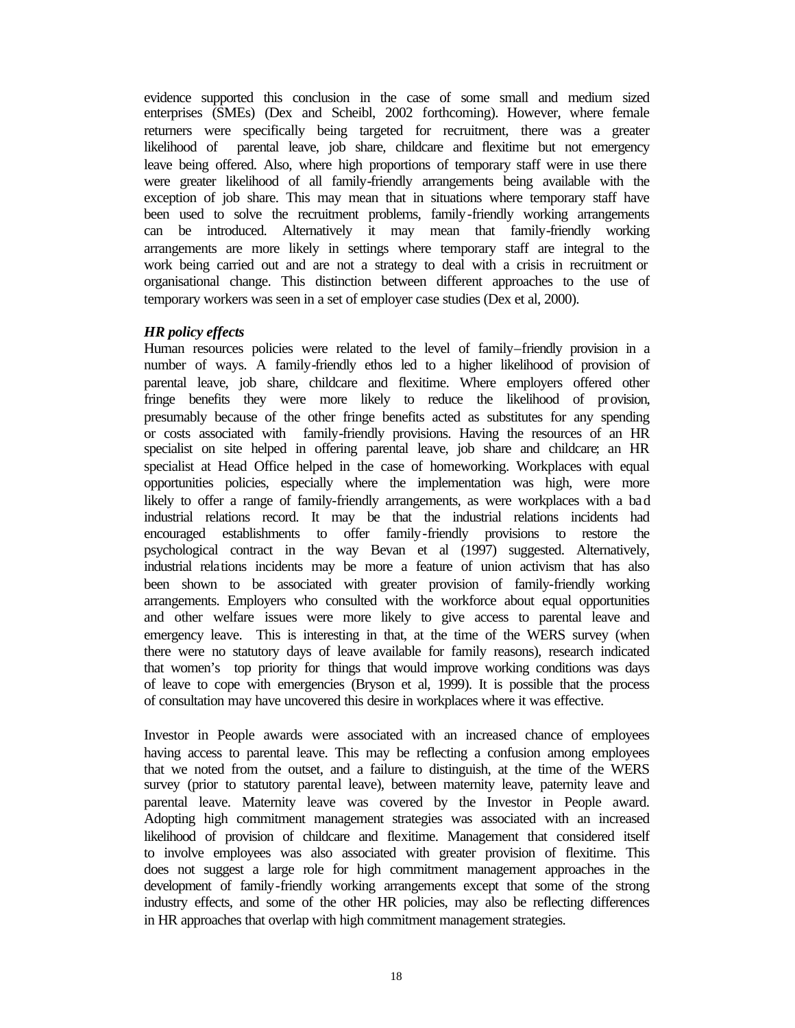evidence supported this conclusion in the case of some small and medium sized enterprises (SMEs) (Dex and Scheibl, 2002 forthcoming). However, where female returners were specifically being targeted for recruitment, there was a greater likelihood of parental leave, job share, childcare and flexitime but not emergency leave being offered. Also, where high proportions of temporary staff were in use there were greater likelihood of all family-friendly arrangements being available with the exception of job share. This may mean that in situations where temporary staff have been used to solve the recruitment problems, family-friendly working arrangements can be introduced. Alternatively it may mean that family-friendly working arrangements are more likely in settings where temporary staff are integral to the work being carried out and are not a strategy to deal with a crisis in recruitment or organisational change. This distinction between different approaches to the use of temporary workers was seen in a set of employer case studies (Dex et al, 2000).

***HR policy effects***

Human resources policies were related to the level of family–friendly provision in a number of ways. A family-friendly ethos led to a higher likelihood of provision of parental leave, job share, childcare and flexitime. Where employers offered other fringe benefits they were more likely to reduce the likelihood of provision, presumably because of the other fringe benefits acted as substitutes for any spending or costs associated with family-friendly provisions. Having the resources of an HR specialist on site helped in offering parental leave, job share and childcare; an HR specialist at Head Office helped in the case of homeworking. Workplaces with equal opportunities policies, especially where the implementation was high, were more likely to offer a range of family-friendly arrangements, as were workplaces with a bad industrial relations record. It may be that the industrial relations incidents had encouraged establishments to offer family-friendly provisions to restore the psychological contract in the way Bevan et al (1997) suggested. Alternatively, industrial relations incidents may be more a feature of union activism that has also been shown to be associated with greater provision of family-friendly working arrangements. Employers who consulted with the workforce about equal opportunities and other welfare issues were more likely to give access to parental leave and emergency leave. This is interesting in that, at the time of the WERS survey (when there were no statutory days of leave available for family reasons), research indicated that women's top priority for things that would improve working conditions was days of leave to cope with emergencies (Bryson et al, 1999). It is possible that the process of consultation may have uncovered this desire in workplaces where it was effective.

Investor in People awards were associated with an increased chance of employees having access to parental leave. This may be reflecting a confusion among employees that we noted from the outset, and a failure to distinguish, at the time of the WERS survey (prior to statutory parental leave), between maternity leave, paternity leave and parental leave. Maternity leave was covered by the Investor in People award. Adopting high commitment management strategies was associated with an increased likelihood of provision of childcare and flexitime. Management that considered itself to involve employees was also associated with greater provision of flexitime. This does not suggest a large role for high commitment management approaches in the development of family-friendly working arrangements except that some of the strong industry effects, and some of the other HR policies, may also be reflecting differences in HR approaches that overlap with high commitment management strategies.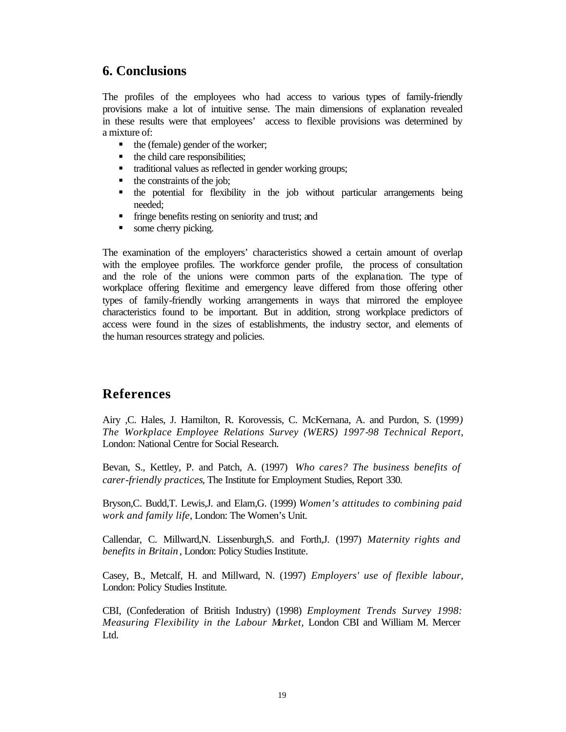## 6. Conclusions

The profiles of the employees who had access to various types of family-friendly provisions make a lot of intuitive sense. The main dimensions of explanation revealed in these results were that employees' access to flexible provisions was determined by a mixture of:

- the (female) gender of the worker;
- the child care responsibilities;
- traditional values as reflected in gender working groups;
- the constraints of the job;
- the potential for flexibility in the job without particular arrangements being needed;
- fringe benefits resting on seniority and trust; and
- some cherry picking.

The examination of the employers' characteristics showed a certain amount of overlap with the employee profiles. The workforce gender profile, the process of consultation and the role of the unions were common parts of the explanation. The type of workplace offering flexitime and emergency leave differed from those offering other types of family-friendly working arrangements in ways that mirrored the employee characteristics found to be important. But in addition, strong workplace predictors of access were found in the sizes of establishments, the industry sector, and elements of the human resources strategy and policies.

## References

Airy ,C. Hales, J. Hamilton, R. Korovessis, C. McKernana, A. and Purdon, S. (1999) *The Workplace Employee Relations Survey (WERS) 1997-98 Technical Report*, London: National Centre for Social Research.

Bevan, S., Kettley, P. and Patch, A. (1997) *Who cares? The business benefits of carer-friendly practices*, The Institute for Employment Studies, Report 330.

Bryson,C. Budd,T. Lewis,J. and Elam,G. (1999) *Women's attitudes to combining paid work and family life*, London: The Women's Unit.

Callendar, C. Millward,N. Lissenburgh,S. and Forth,J. (1997) *Maternity rights and benefits in Britain*, London: Policy Studies Institute.

Casey, B., Metcalf, H. and Millward, N. (1997) *Employers' use of flexible labour*, London: Policy Studies Institute.

CBI, (Confederation of British Industry) (1998) *Employment Trends Survey 1998: Measuring Flexibility in the Labour Market*, London CBI and William M. Mercer Ltd.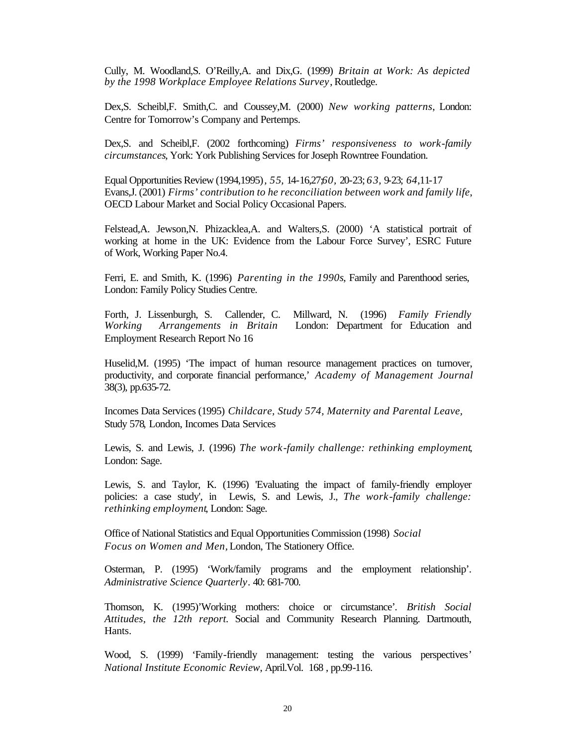Cully, M. Woodland,S. O'Reilly,A. and Dix,G. (1999) *Britain at Work: As depicted by the 1998 Workplace Employee Relations Survey*, Routledge.

Dex,S. Scheibl,F. Smith,C. and Coussey,M. (2000) *New working patterns*, London: Centre for Tomorrow's Company and Pertemps.

Dex,S. and Scheibl,F. (2002 forthcoming) *Firms' responsiveness to work-family circumstances*, York: York Publishing Services for Joseph Rowntree Foundation.

Equal Opportunities Review (1994,1995), *55*, 14-16,27;*60*, 20-23; *63*, 9-23; *64*,11-17
Evans,J. (2001) *Firms' contribution to he reconciliation between work and family life*, OECD Labour Market and Social Policy Occasional Papers.

Felstead,A. Jewson,N. Phizacklea,A. and Walters,S. (2000) 'A statistical portrait of working at home in the UK: Evidence from the Labour Force Survey', ESRC Future of Work, Working Paper No.4.

Ferri, E. and Smith, K. (1996) *Parenting in the 1990s*, Family and Parenthood series, London: Family Policy Studies Centre.

Forth, J. Lissenburgh, S. Callender, C. Millward, N. (1996) *Family Friendly Working Arrangements in Britain* London: Department for Education and Employment Research Report No 16

Huselid,M. (1995) 'The impact of human resource management practices on turnover, productivity, and corporate financial performance,' *Academy of Management Journal* 38(3), pp.635-72.

Incomes Data Services (1995) *Childcare, Study 574, Maternity and Parental Leave,* Study 578, London, Incomes Data Services

Lewis, S. and Lewis, J. (1996) *The work-family challenge: rethinking employment*, London: Sage.

Lewis, S. and Taylor, K. (1996) 'Evaluating the impact of family-friendly employer policies: a case study', in Lewis, S. and Lewis, J., *The work-family challenge: rethinking employment*, London: Sage.

Office of National Statistics and Equal Opportunities Commission (1998) *Social Focus on Women and Men,* London, The Stationery Office.

Osterman, P. (1995) 'Work/family programs and the employment relationship'. *Administrative Science Quarterly*. 40: 681-700.

Thomson, K. (1995)'Working mothers: choice or circumstance'. *British Social Attitudes, the 12th report.* Social and Community Research Planning. Dartmouth, Hants.

Wood, S. (1999) 'Family-friendly management: testing the various perspectives' *National Institute Economic Review*, April.Vol. 168 , pp.99-116.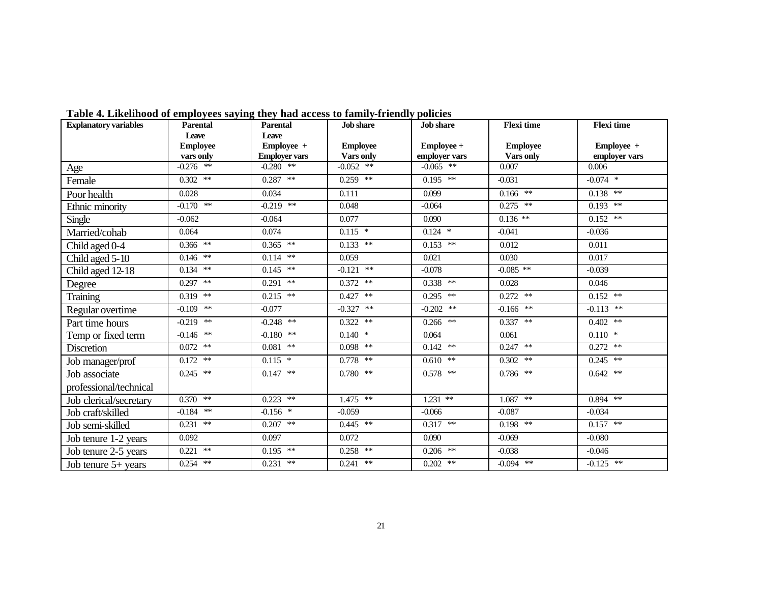**Table 4. Likelihood of employees saying they had access to family-friendly policies**

| Explanatory variables | Parental Leave Employee vars only | Parental Leave Employee + Employer vars | Job share Employee Vars only | Job share Employee + employer vars | Flexi time Employee Vars only | Flexi time Employee + employer vars |
|---|---|---|---|---|---|---|
| Age | -0.276 ** | -0.280 ** | -0.052 ** | -0.065 ** | 0.007 | 0.006 |
| Female | 0.302 ** | 0.287 ** | 0.259 ** | 0.195 ** | -0.031 | -0.074 * |
| Poor health | 0.028 | 0.034 | 0.111 | 0.099 | 0.166 ** | 0.138 ** |
| Ethnic minority | -0.170 ** | -0.219 ** | 0.048 | -0.064 | 0.275 ** | 0.193 ** |
| Single | -0.062 | -0.064 | 0.077 | 0.090 | 0.136 ** | 0.152 ** |
| Married/cohab | 0.064 | 0.074 | 0.115 * | 0.124 * | -0.041 | -0.036 |
| Child aged 0-4 | 0.366 ** | 0.365 ** | 0.133 ** | 0.153 ** | 0.012 | 0.011 |
| Child aged 5-10 | 0.146 ** | 0.114 ** | 0.059 | 0.021 | 0.030 | 0.017 |
| Child aged 12-18 | 0.134 ** | 0.145 ** | -0.121 ** | -0.078 | -0.085 ** | -0.039 |
| Degree | 0.297 ** | 0.291 ** | 0.372 ** | 0.338 ** | 0.028 | 0.046 |
| Training | 0.319 ** | 0.215 ** | 0.427 ** | 0.295 ** | 0.272 ** | 0.152 ** |
| Regular overtime | -0.109 ** | -0.077 | -0.327 ** | -0.202 ** | -0.166 ** | -0.113 ** |
| Part time hours | -0.219 ** | -0.248 ** | 0.322 ** | 0.266 ** | 0.337 ** | 0.402 ** |
| Temp or fixed term | -0.146 ** | -0.180 ** | 0.140 * | 0.064 | 0.061 | 0.110 * |
| Discretion | 0.072 ** | 0.081 ** | 0.098 ** | 0.142 ** | 0.247 ** | 0.272 ** |
| Job manager/prof | 0.172 ** | 0.115 * | 0.778 ** | 0.610 ** | 0.302 ** | 0.245 ** |
| Job associate professional/technical | 0.245 ** | 0.147 ** | 0.780 ** | 0.578 ** | 0.786 ** | 0.642 ** |
| Job clerical/secretary | 0.370 ** | 0.223 ** | 1.475 ** | 1.231 ** | 1.087 ** | 0.894 ** |
| Job craft/skilled | -0.184 ** | -0.156 * | -0.059 | -0.066 | -0.087 | -0.034 |
| Job semi-skilled | 0.231 ** | 0.207 ** | 0.445 ** | 0.317 ** | 0.198 ** | 0.157 ** |
| Job tenure 1-2 years | 0.092 | 0.097 | 0.072 | 0.090 | -0.069 | -0.080 |
| Job tenure 2-5 years | 0.221 ** | 0.195 ** | 0.258 ** | 0.206 ** | -0.038 | -0.046 |
| Job tenure 5+ years | 0.254 ** | 0.231 ** | 0.241 ** | 0.202 ** | -0.094 ** | -0.125 ** |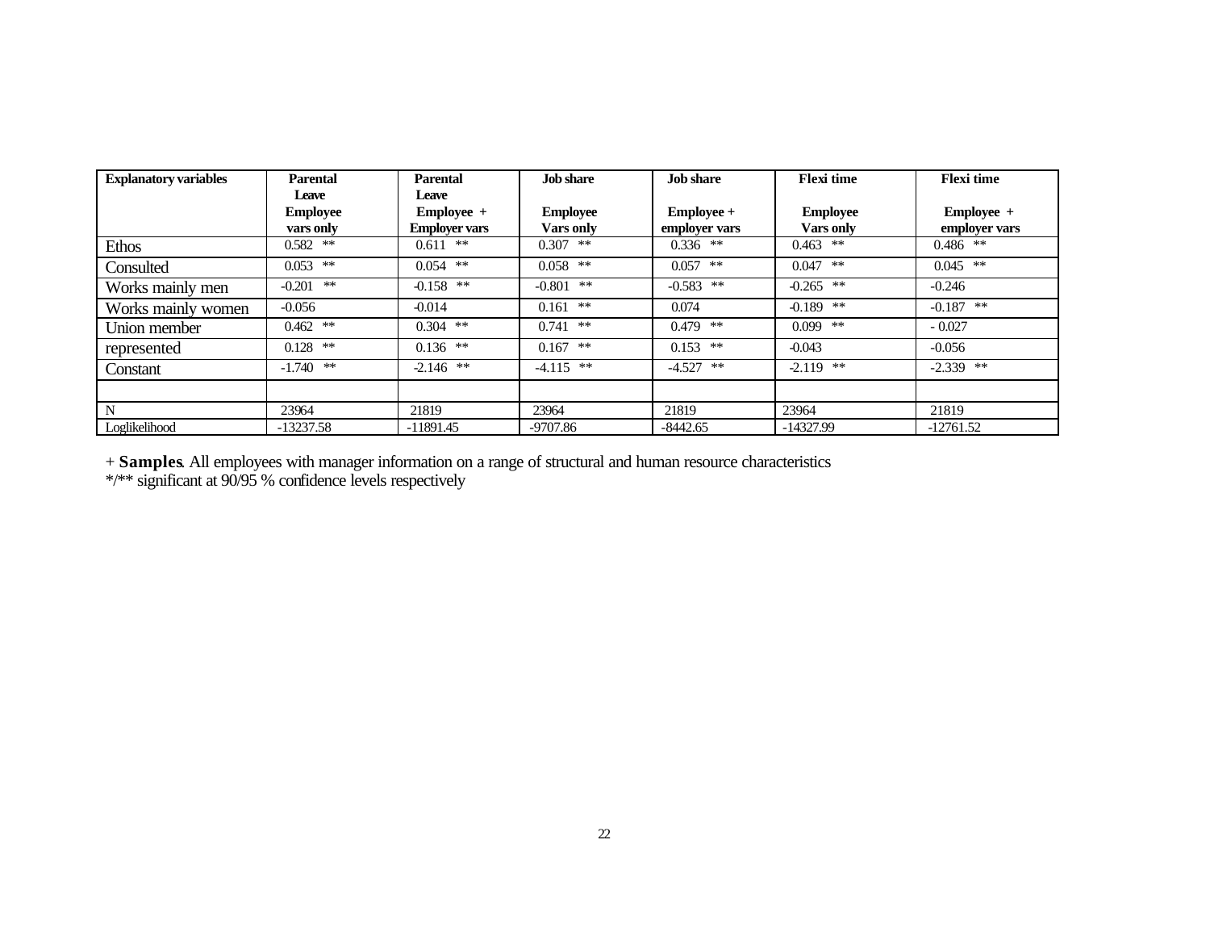| Explanatory variables | Parental Leave Employee vars only | Parental Leave Employee + Employer vars | Job share Employee Vars only | Job share Employee + employer vars | Flexi time Employee Vars only | Flexi time Employee + employer vars |
|---|---|---|---|---|---|---|
| Ethos | 0.582 ** | 0.611 ** | 0.307 ** | 0.336 ** | 0.463 ** | 0.486 ** |
| Consulted | 0.053 ** | 0.054 ** | 0.058 ** | 0.057 ** | 0.047 ** | 0.045 ** |
| Works mainly men | -0.201 ** | -0.158 ** | -0.801 ** | -0.583 ** | -0.265 ** | -0.246 |
| Works mainly women | -0.056 | -0.014 | 0.161 ** | 0.074 | -0.189 ** | -0.187 ** |
| Union member | 0.462 ** | 0.304 ** | 0.741 ** | 0.479 ** | 0.099 ** | - 0.027 |
| represented | 0.128 ** | 0.136 ** | 0.167 ** | 0.153 ** | -0.043 | -0.056 |
| Constant | -1.740 ** | -2.146 ** | -4.115 ** | -4.527 ** | -2.119 ** | -2.339 ** |
| | | | | | | |
| N | 23964 | 21819 | 23964 | 21819 | 23964 | 21819 |
| Loglikelihood | -13237.58 | -11891.45 | -9707.86 | -8442.65 | -14327.99 | -12761.52 |

+ **Samples**. All employees with manager information on a range of structural and human resource characteristics
*/** significant at 90/95 % confidence levels respectively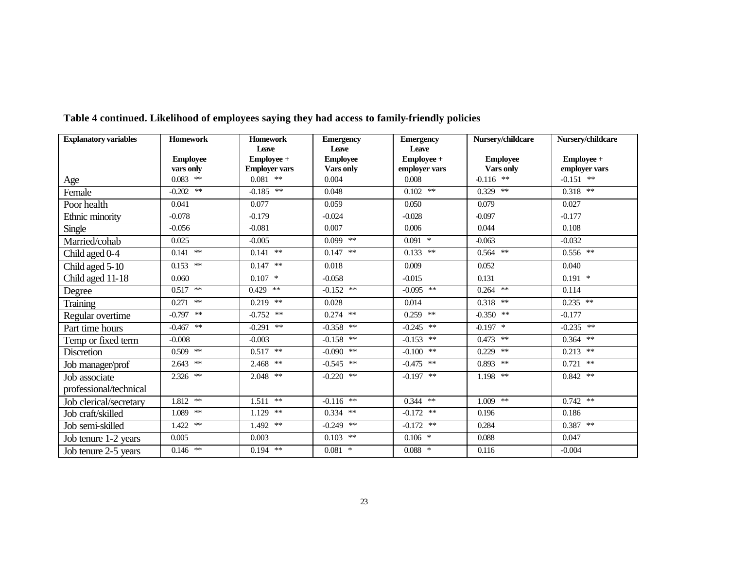**Table 4 continued. Likelihood of employees saying they had access to family-friendly policies**

| Explanatory variables | Homework<br><br>Employee vars only | Homework Leave<br><br>Employee + Employer vars | Emergency Leave<br><br>Employee Vars only | Emergency Leave<br><br>Employee + employer vars | Nursery/childcare<br><br>Employee Vars only | Nursery/childcare<br><br>Employee + employer vars |
|---|---|---|---|---|---|---|
| Age | 0.083 ** | 0.081 ** | 0.004 | 0.008 | -0.116 ** | -0.151 ** |
| Female | -0.202 ** | -0.185 ** | 0.048 | 0.102 ** | 0.329 ** | 0.318 ** |
| Poor health | 0.041 | 0.077 | 0.059 | 0.050 | 0.079 | 0.027 |
| Ethnic minority | -0.078 | -0.179 | -0.024 | -0.028 | -0.097 | -0.177 |
| Single | -0.056 | -0.081 | 0.007 | 0.006 | 0.044 | 0.108 |
| Married/cohab | 0.025 | -0.005 | 0.099 ** | 0.091 * | -0.063 | -0.032 |
| Child aged 0-4 | 0.141 ** | 0.141 ** | 0.147 ** | 0.133 ** | 0.564 ** | 0.556 ** |
| Child aged 5-10 | 0.153 ** | 0.147 ** | 0.018 | 0.009 | 0.052 | 0.040 |
| Child aged 11-18 | 0.060 | 0.107 * | -0.058 | -0.015 | 0.131 | 0.191 * |
| Degree | 0.517 ** | 0.429 ** | -0.152 ** | -0.095 ** | 0.264 ** | 0.114 |
| Training | 0.271 ** | 0.219 ** | 0.028 | 0.014 | 0.318 ** | 0.235 ** |
| Regular overtime | -0.797 ** | -0.752 ** | 0.274 ** | 0.259 ** | -0.350 ** | -0.177 |
| Part time hours | -0.467 ** | -0.291 ** | -0.358 ** | -0.245 ** | -0.197 * | -0.235 ** |
| Temp or fixed term | -0.008 | -0.003 | -0.158 ** | -0.153 ** | 0.473 ** | 0.364 ** |
| Discretion | 0.509 ** | 0.517 ** | -0.090 ** | -0.100 ** | 0.229 ** | 0.213 ** |
| Job manager/prof | 2.643 ** | 2.468 ** | -0.545 ** | -0.475 ** | 0.893 ** | 0.721 ** |
| Job associate professional/technical | 2.326 ** | 2.048 ** | -0.220 ** | -0.197 ** | 1.198 ** | 0.842 ** |
| Job clerical/secretary | 1.812 ** | 1.511 ** | -0.116 ** | 0.344 ** | 1.009 ** | 0.742 ** |
| Job craft/skilled | 1.089 ** | 1.129 ** | 0.334 ** | -0.172 ** | 0.196 | 0.186 |
| Job semi-skilled | 1.422 ** | 1.492 ** | -0.249 ** | -0.172 ** | 0.284 | 0.387 ** |
| Job tenure 1-2 years | 0.005 | 0.003 | 0.103 ** | 0.106 * | 0.088 | 0.047 |
| Job tenure 2-5 years | 0.146 ** | 0.194 ** | 0.081 * | 0.088 * | 0.116 | -0.004 |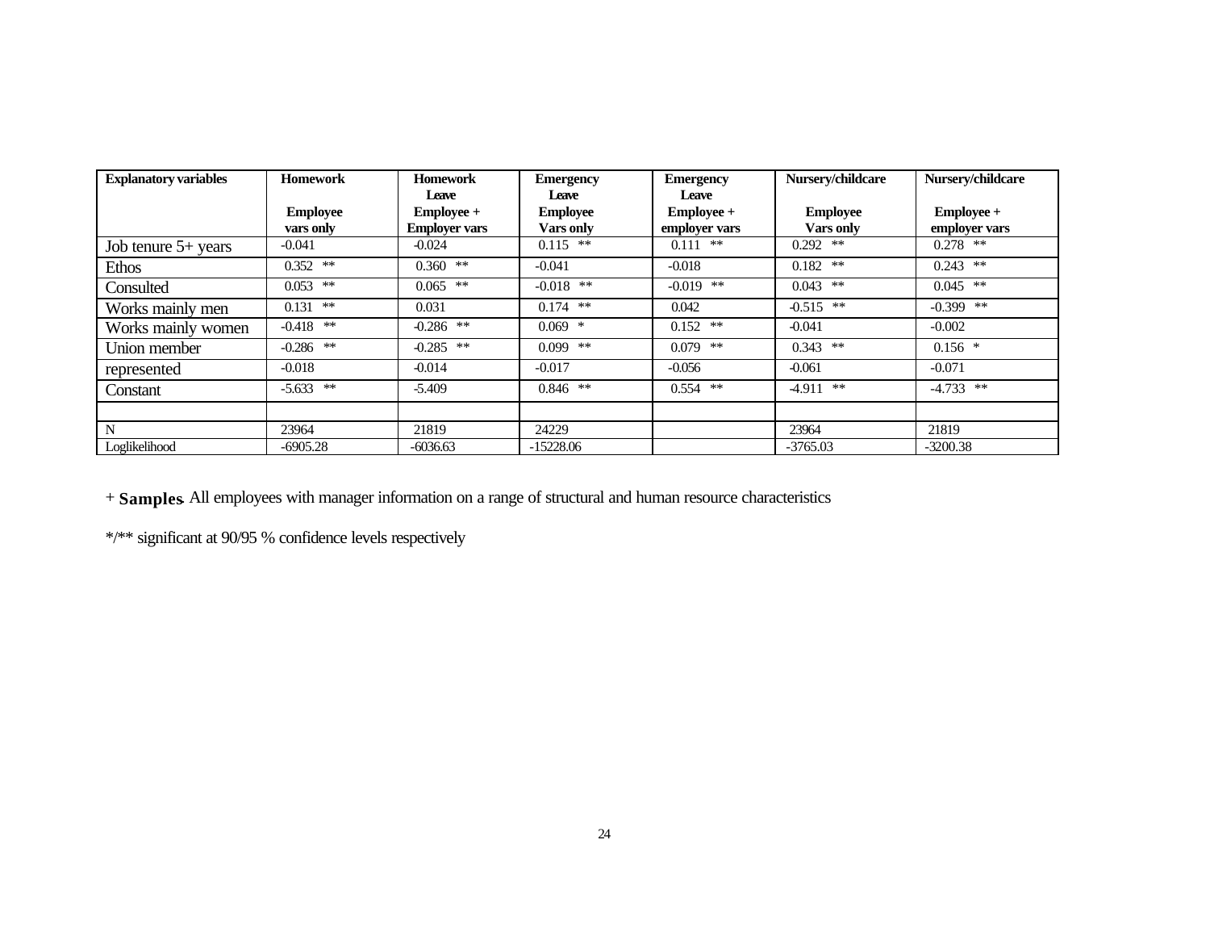| Explanatory variables | Homework<br><br>Employee vars only | Homework Leave<br>Employee + Employer vars | Emergency Leave<br>Employee Vars only | Emergency Leave<br>Employee + employer vars | Nursery/childcare<br><br>Employee Vars only | Nursery/childcare<br><br>Employee + employer vars |
|---|---|---|---|---|---|---|
| Job tenure 5+ years | -0.041 | -0.024 | 0.115 ** | 0.111 ** | 0.292 ** | 0.278 ** |
| Ethos | 0.352 ** | 0.360 ** | -0.041 | -0.018 | 0.182 ** | 0.243 ** |
| Consulted | 0.053 ** | 0.065 ** | -0.018 ** | -0.019 ** | 0.043 ** | 0.045 ** |
| Works mainly men | 0.131 ** | 0.031 | 0.174 ** | 0.042 | -0.515 ** | -0.399 ** |
| Works mainly women | -0.418 ** | -0.286 ** | 0.069 * | 0.152 ** | -0.041 | -0.002 |
| Union member | -0.286 ** | -0.285 ** | 0.099 ** | 0.079 ** | 0.343 ** | 0.156 * |
| represented | -0.018 | -0.014 | -0.017 | -0.056 | -0.061 | -0.071 |
| Constant | -5.633 ** | -5.409 | 0.846 ** | 0.554 ** | -4.911 ** | -4.733 ** |
| | | | | | | |
| N | 23964 | 21819 | 24229 | | 23964 | 21819 |
| Loglikelihood | -6905.28 | -6036.63 | -15228.06 | | -3765.03 | -3200.38 |

+ **Samples**. All employees with manager information on a range of structural and human resource characteristics

*/** significant at 90/95 % confidence levels respectively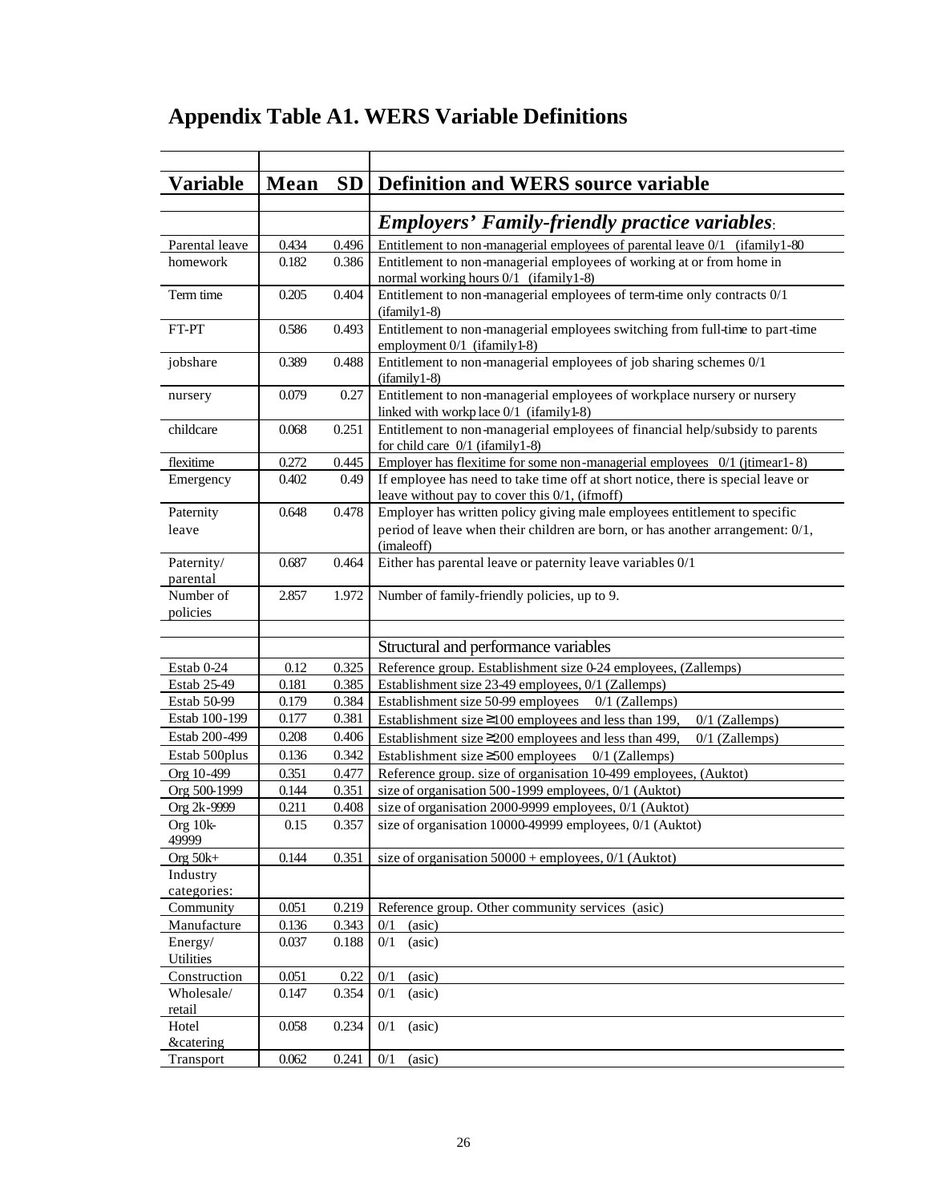## Appendix Table A1. WERS Variable Definitions

| Variable | Mean | SD | Definition and WERS source variable |
|---|---|---|---|
| | | | ***Employers' Family-friendly practice variables*:** |
| Parental leave | 0.434 | 0.496 | Entitlement to non-managerial employees of parental leave 0/1 (ifamily1-80 |
| homework | 0.182 | 0.386 | Entitlement to non-managerial employees of working at or from home in normal working hours 0/1 (ifamily1-8) |
| Term time | 0.205 | 0.404 | Entitlement to non-managerial employees of term-time only contracts 0/1 (ifamily1-8) |
| FT-PT | 0.586 | 0.493 | Entitlement to non-managerial employees switching from full-time to part-time employment 0/1 (ifamily1-8) |
| jobshare | 0.389 | 0.488 | Entitlement to non-managerial employees of job sharing schemes 0/1 (ifamily1-8) |
| nursery | 0.079 | 0.27 | Entitlement to non-managerial employees of workplace nursery or nursery linked with workp lace 0/1 (ifamily1-8) |
| childcare | 0.068 | 0.251 | Entitlement to non-managerial employees of financial help/subsidy to parents for child care 0/1 (ifamily1-8) |
| flexitime | 0.272 | 0.445 | Employer has flexitime for some non-managerial employees 0/1 (jtimear1-8) |
| Emergency | 0.402 | 0.49 | If employee has need to take time off at short notice, there is special leave or leave without pay to cover this 0/1, (ifmoff) |
| Paternity leave | 0.648 | 0.478 | Employer has written policy giving male employees entitlement to specific period of leave when their children are born, or has another arrangement: 0/1, (imaleoff) |
| Paternity/ parental | 0.687 | 0.464 | Either has parental leave or paternity leave variables 0/1 |
| Number of policies | 2.857 | 1.972 | Number of family-friendly policies, up to 9. |
| | | | Structural and performance variables |
| Estab 0-24 | 0.12 | 0.325 | Reference group. Establishment size 0-24 employees, (Zallemps) |
| Estab 25-49 | 0.181 | 0.385 | Establishment size 23-49 employees, 0/1 (Zallemps) |
| Estab 50-99 | 0.179 | 0.384 | Establishment size 50-99 employees 0/1 (Zallemps) |
| Estab 100-199 | 0.177 | 0.381 | Establishment size ≥100 employees and less than 199, 0/1 (Zallemps) |
| Estab 200-499 | 0.208 | 0.406 | Establishment size ≥200 employees and less than 499, 0/1 (Zallemps) |
| Estab 500plus | 0.136 | 0.342 | Establishment size ≥500 employees 0/1 (Zallemps) |
| Org 10-499 | 0.351 | 0.477 | Reference group. size of organisation 10-499 employees, (Auktot) |
| Org 500-1999 | 0.144 | 0.351 | size of organisation 500-1999 employees, 0/1 (Auktot) |
| Org 2k-9999 | 0.211 | 0.408 | size of organisation 2000-9999 employees, 0/1 (Auktot) |
| Org 10k-49999 | 0.15 | 0.357 | size of organisation 10000-49999 employees, 0/1 (Auktot) |
| Org 50k+ | 0.144 | 0.351 | size of organisation 50000 + employees, 0/1 (Auktot) |
| Industry categories: | | | |
| Community | 0.051 | 0.219 | Reference group. Other community services (asic) |
| Manufacture | 0.136 | 0.343 | 0/1 (asic) |
| Energy/ Utilities | 0.037 | 0.188 | 0/1 (asic) |
| Construction | 0.051 | 0.22 | 0/1 (asic) |
| Wholesale/ retail | 0.147 | 0.354 | 0/1 (asic) |
| Hotel &catering | 0.058 | 0.234 | 0/1 (asic) |
| Transport | 0.062 | 0.241 | 0/1 (asic) |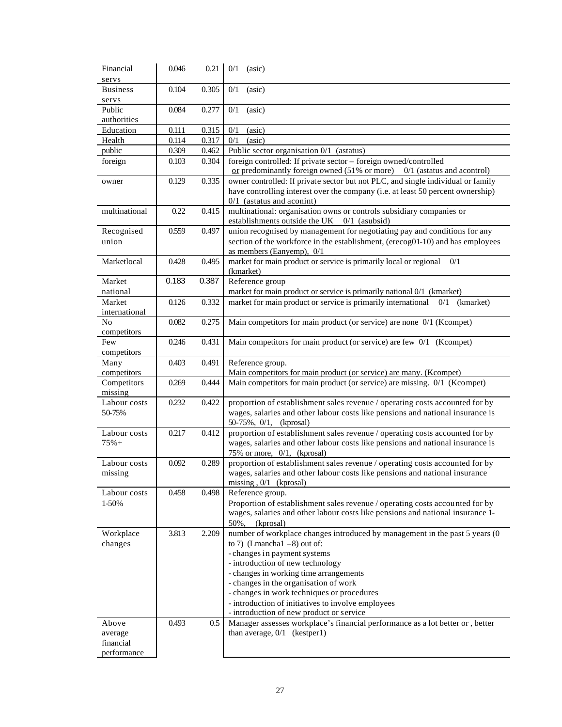| | | | |
|---|---|---|---|
| Financial servs | 0.046 | 0.21 | 0/1 (asic) |
| Business servs | 0.104 | 0.305 | 0/1 (asic) |
| Public authorities | 0.084 | 0.277 | 0/1 (asic) |
| Education | 0.111 | 0.315 | 0/1 (asic) |
| Health | 0.114 | 0.317 | 0/1 (asic) |
| public | 0.309 | 0.462 | Public sector organisation 0/1 (astatus) |
| foreign | 0.103 | 0.304 | foreign controlled: If private sector – foreign owned/controlled or predominantly foreign owned (51% or more) 0/1 (astatus and acontrol) |
| owner | 0.129 | 0.335 | owner controlled: If private sector but not PLC, and single individual or family have controlling interest over the company (i.e. at least 50 percent ownership) 0/1 (astatus and aconint) |
| multinational | 0.22 | 0.415 | multinational: organisation owns or controls subsidiary companies or establishments outside the UK 0/1 (asubsid) |
| Recognised union | 0.559 | 0.497 | union recognised by management for negotiating pay and conditions for any section of the workforce in the establishment, (erecog01-10) and has employees as members (Eanyemp), 0/1 |
| Marketlocal | 0.428 | 0.495 | market for main product or service is primarily local or regional 0/1 (kmarket) |
| Market national | 0.183 | 0.387 | Reference group<br>market for main product or service is primarily national 0/1 (kmarket) |
| Market international | 0.126 | 0.332 | market for main product or service is primarily international 0/1 (kmarket) |
| No competitors | 0.082 | 0.275 | Main competitors for main product (or service) are none 0/1 (Kcompet) |
| Few competitors | 0.246 | 0.431 | Main competitors for main product (or service) are few 0/1 (Kcompet) |
| Many competitors | 0.403 | 0.491 | Reference group.<br>Main competitors for main product (or service) are many. (Kcompet) |
| Competitors missing | 0.269 | 0.444 | Main competitors for main product (or service) are missing. 0/1 (Kcompet) |
| Labour costs 50-75% | 0.232 | 0.422 | proportion of establishment sales revenue / operating costs accounted for by wages, salaries and other labour costs like pensions and national insurance is 50-75%, 0/1, (kprosal) |
| Labour costs 75%+ | 0.217 | 0.412 | proportion of establishment sales revenue / operating costs accounted for by wages, salaries and other labour costs like pensions and national insurance is 75% or more, 0/1, (kprosal) |
| Labour costs missing | 0.092 | 0.289 | proportion of establishment sales revenue / operating costs accounted for by wages, salaries and other labour costs like pensions and national insurance missing , 0/1 (kprosal) |
| Labour costs 1-50% | 0.458 | 0.498 | Reference group.<br>Proportion of establishment sales revenue / operating costs accounted for by wages, salaries and other labour costs like pensions and national insurance 1-50%, (kprosal) |
| Workplace changes | 3.813 | 2.209 | number of workplace changes introduced by management in the past 5 years (0 to 7) (Lmancha1 –8) out of:<br>- changes in payment systems<br>- introduction of new technology<br>- changes in working time arrangements<br>- changes in the organisation of work<br>- changes in work techniques or procedures<br>- introduction of initiatives to involve employees<br>- introduction of new product or service |
| Above average financial performance | 0.493 | 0.5 | Manager assesses workplace's financial performance as a lot better or , better than average, 0/1 (kestper1) |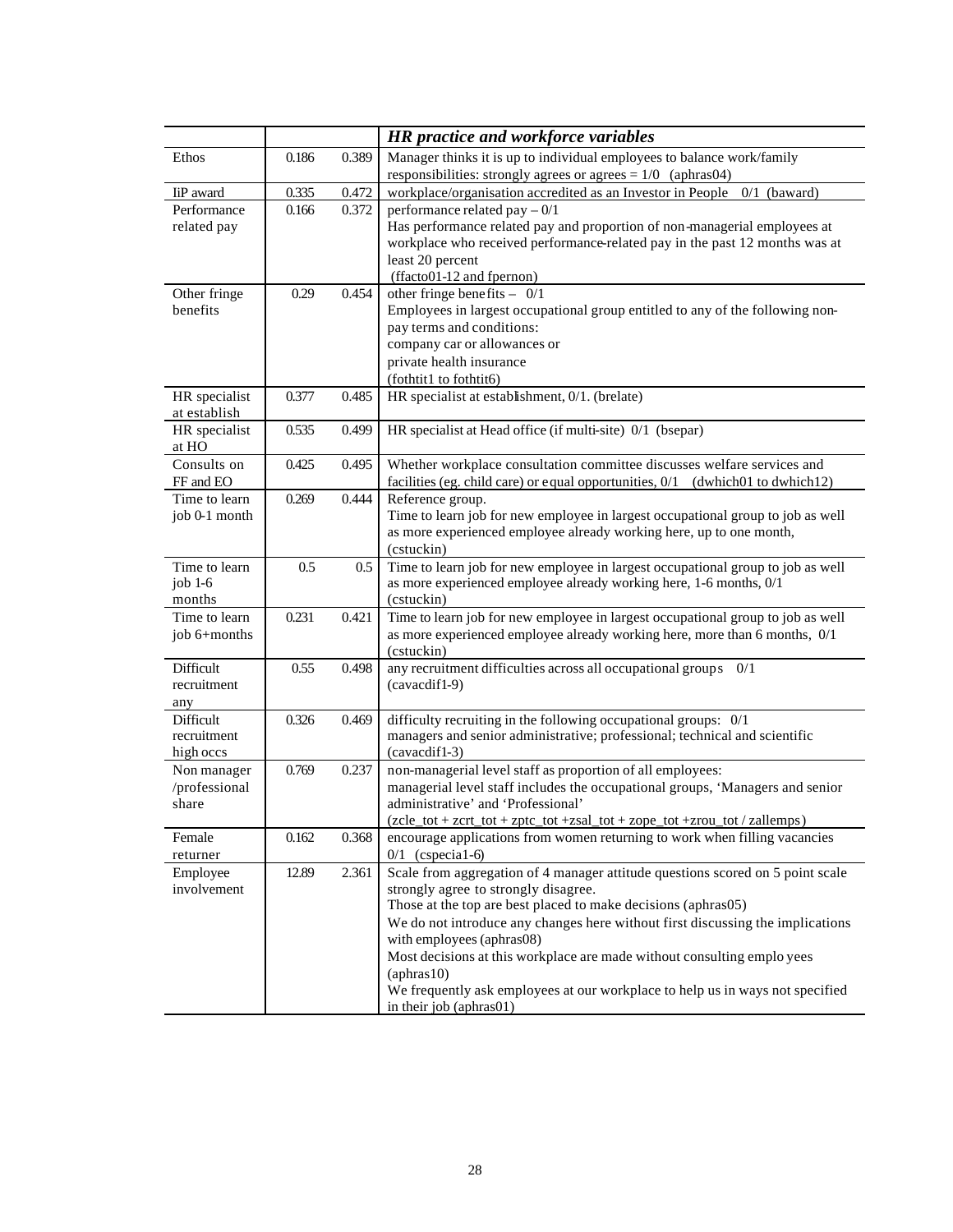| | | | ***HR practice and workforce variables*** |
|---|---|---|---|
| Ethos | 0.186 | 0.389 | Manager thinks it is up to individual employees to balance work/family responsibilities: strongly agrees or agrees = 1/0 (aphras04) |
| IiP award | 0.335 | 0.472 | workplace/organisation accredited as an Investor in People 0/1 (baward) |
| Performance related pay | 0.166 | 0.372 | performance related pay – 0/1<br>Has performance related pay and proportion of non-managerial employees at workplace who received performance-related pay in the past 12 months was at least 20 percent<br>(ffacto01-12 and fpernon) |
| Other fringe benefits | 0.29 | 0.454 | other fringe benefits – 0/1<br>Employees in largest occupational group entitled to any of the following non-pay terms and conditions:<br>company car or allowances or<br>private health insurance<br>(fothtit1 to fothtit6) |
| HR specialist at establish | 0.377 | 0.485 | HR specialist at establishment, 0/1. (brelate) |
| HR specialist at HO | 0.535 | 0.499 | HR specialist at Head office (if multi-site) 0/1 (bsepar) |
| Consults on FF and EO | 0.425 | 0.495 | Whether workplace consultation committee discusses welfare services and facilities (eg. child care) or equal opportunities, 0/1 (dwhich01 to dwhich12) |
| Time to learn job 0-1 month | 0.269 | 0.444 | Reference group.<br>Time to learn job for new employee in largest occupational group to job as well as more experienced employee already working here, up to one month, (cstuckin) |
| Time to learn job 1-6 months | 0.5 | 0.5 | Time to learn job for new employee in largest occupational group to job as well as more experienced employee already working here, 1-6 months, 0/1 (cstuckin) |
| Time to learn job 6+months | 0.231 | 0.421 | Time to learn job for new employee in largest occupational group to job as well as more experienced employee already working here, more than 6 months, 0/1 (cstuckin) |
| Difficult recruitment any | 0.55 | 0.498 | any recruitment difficulties across all occupational groups 0/1 (cavacdif1-9) |
| Difficult recruitment high occs | 0.326 | 0.469 | difficulty recruiting in the following occupational groups: 0/1<br>managers and senior administrative; professional; technical and scientific (cavacdif1-3) |
| Non manager /professional share | 0.769 | 0.237 | non-managerial level staff as proportion of all employees:<br>managerial level staff includes the occupational groups, 'Managers and senior administrative' and 'Professional'<br>(zcle_tot + zcrt_tot + zptc_tot +zsal_tot + zope_tot +zrou_tot / zallemps) |
| Female returner | 0.162 | 0.368 | encourage applications from women returning to work when filling vacancies 0/1 (cspecia1-6) |
| Employee involvement | 12.89 | 2.361 | Scale from aggregation of 4 manager attitude questions scored on 5 point scale strongly agree to strongly disagree.<br>Those at the top are best placed to make decisions (aphras05)<br>We do not introduce any changes here without first discussing the implications with employees (aphras08)<br>Most decisions at this workplace are made without consulting employees (aphras10)<br>We frequently ask employees at our workplace to help us in ways not specified in their job (aphras01) |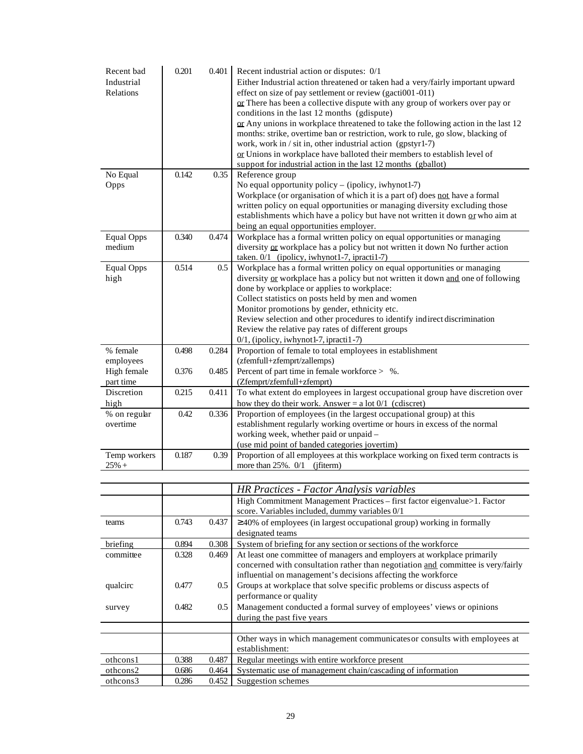| | | | |
|---|---|---|---|
| Recent bad Industrial Relations | 0.201 | 0.401 | Recent industrial action or disputes: 0/1<br>Either Industrial action threatened or taken had a very/fairly important upward effect on size of pay settlement or review (gacti001-011)<br><u>or</u> There has been a collective dispute with any group of workers over pay or conditions in the last 12 months (gdispute)<br><u>or</u> Any unions in workplace threatened to take the following action in the last 12 months: strike, overtime ban or restriction, work to rule, go slow, blacking of work, work in / sit in, other industrial action (gpstyr1-7)<br><u>or</u> Unions in workplace have balloted their members to establish level of support for industrial action in the last 12 months (gballot) |
| No Equal Opps | 0.142 | 0.35 | Reference group<br>No equal opportunity policy – (ipolicy, iwhynot1-7)<br>Workplace (or organisation of which it is a part of) does <u>not</u> have a formal written policy on equal opportunities or managing diversity excluding those establishments which have a policy but have not written it down <u>or</u> who aim at being an equal opportunities employer. |
| Equal Opps medium | 0.340 | 0.474 | Workplace has a formal written policy on equal opportunities or managing diversity <u>or</u> workplace has a policy but not written it down No further action taken. 0/1 (ipolicy, iwhynot1-7, ipracti1-7) |
| Equal Opps high | 0.514 | 0.5 | Workplace has a formal written policy on equal opportunities or managing diversity <u>or</u> workplace has a policy but not written it down <u>and</u> one of following done by workplace or applies to workplace:<br>Collect statistics on posts held by men and women<br>Monitor promotions by gender, ethnicity etc.<br>Review selection and other procedures to identify indirect discrimination<br>Review the relative pay rates of different groups<br>0/1, (ipolicy, iwhynot1-7, ipracti1-7) |
| % female employees | 0.498 | 0.284 | Proportion of female to total employees in establishment (zfemfull+zfemprt/zallemps) |
| High female part time | 0.376 | 0.485 | Percent of part time in female workforce > %. (Zfemprt/zfemfull+zfemprt) |
| Discretion high | 0.215 | 0.411 | To what extent do employees in largest occupational group have discretion over how they do their work. Answer = a lot 0/1 (cdiscret) |
| % on regular overtime | 0.42 | 0.336 | Proportion of employees (in the largest occupational group) at this establishment regularly working overtime or hours in excess of the normal working week, whether paid or unpaid –<br>(use mid point of banded categories jovertim) |
| Temp workers 25%+ | 0.187 | 0.39 | Proportion of all employees at this workplace working on fixed term contracts is more than 25%. 0/1 (jfiterm) |

| | | | |
|---|---|---|---|
| | | | *HR Practices - Factor Analysis variables* |
| | | | High Commitment Management Practices – first factor eigenvalue>1. Factor score. Variables included, dummy variables 0/1 |
| teams | 0.743 | 0.437 | ≥40% of employees (in largest occupational group) working in formally designated teams |
| briefing | 0.894 | 0.308 | System of briefing for any section or sections of the workforce |
| committee | 0.328 | 0.469 | At least one committee of managers and employers at workplace primarily concerned with consultation rather than negotiation <u>and</u> committee is very/fairly influential on management's decisions affecting the workforce |
| qualcirc | 0.477 | 0.5 | Groups at workplace that solve specific problems or discuss aspects of performance or quality |
| survey | 0.482 | 0.5 | Management conducted a formal survey of employees' views or opinions during the past five years |
| | | | |
| | | | Other ways in which management communicates or consults with employees at establishment: |
| othcons1 | 0.388 | 0.487 | Regular meetings with entire workforce present |
| othcons2 | 0.686 | 0.464 | Systematic use of management chain/cascading of information |
| othcons3 | 0.286 | 0.452 | Suggestion schemes |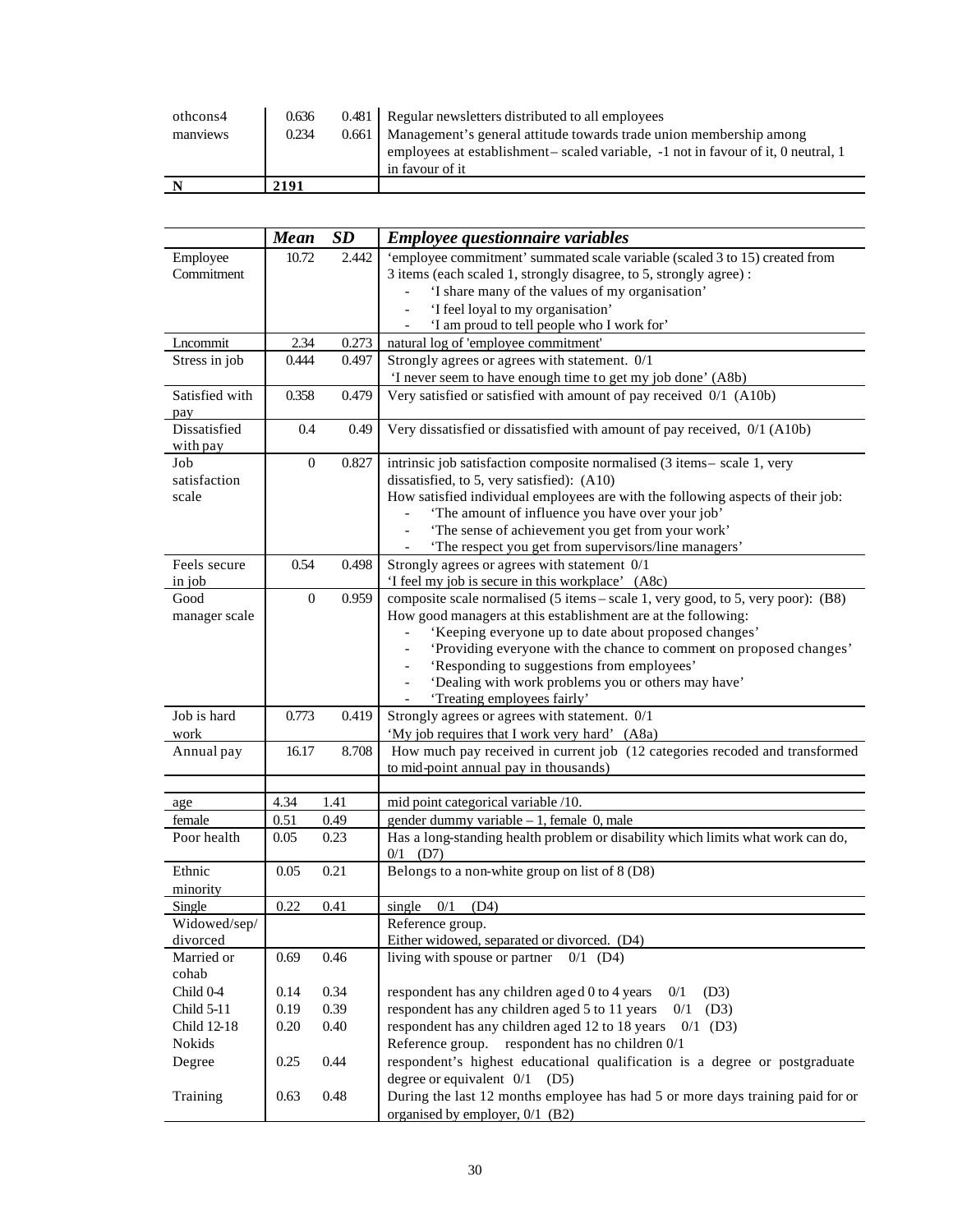| | | | |
|---|---|---|---|
| othcons4 | 0.636 | 0.481 | Regular newsletters distributed to all employees |
| manviews | 0.234 | 0.661 | Management's general attitude towards trade union membership among employees at establishment – scaled variable, -1 not in favour of it, 0 neutral, 1 in favour of it |
| **N** | **2191** | | |

| | ***Mean*** | ***SD*** | ***Employee questionnaire variables*** |
|---|---|---|---|
| Employee Commitment | 10.72 | 2.442 | 'employee commitment' summated scale variable (scaled 3 to 15) created from 3 items (each scaled 1, strongly disagree, to 5, strongly agree) :<br>- 'I share many of the values of my organisation'<br>- 'I feel loyal to my organisation'<br>- 'I am proud to tell people who I work for' |
| Lncommit | 2.34 | 0.273 | natural log of 'employee commitment' |
| Stress in job | 0.444 | 0.497 | Strongly agrees or agrees with statement. 0/1<br>'I never seem to have enough time to get my job done' (A8b) |
| Satisfied with pay | 0.358 | 0.479 | Very satisfied or satisfied with amount of pay received 0/1 (A10b) |
| Dissatisfied with pay | 0.4 | 0.49 | Very dissatisfied or dissatisfied with amount of pay received, 0/1 (A10b) |
| Job satisfaction scale | 0 | 0.827 | intrinsic job satisfaction composite normalised (3 items – scale 1, very dissatisfied, to 5, very satisfied): (A10)<br>How satisfied individual employees are with the following aspects of their job:<br>- 'The amount of influence you have over your job'<br>- 'The sense of achievement you get from your work'<br>- 'The respect you get from supervisors/line managers' |
| Feels secure in job | 0.54 | 0.498 | Strongly agrees or agrees with statement 0/1<br>'I feel my job is secure in this workplace' (A8c) |
| Good manager scale | 0 | 0.959 | composite scale normalised (5 items – scale 1, very good, to 5, very poor): (B8)<br>How good managers at this establishment are at the following:<br>- 'Keeping everyone up to date about proposed changes'<br>- 'Providing everyone with the chance to comment on proposed changes'<br>- 'Responding to suggestions from employees'<br>- 'Dealing with work problems you or others may have'<br>- 'Treating employees fairly' |
| Job is hard work | 0.773 | 0.419 | Strongly agrees or agrees with statement. 0/1<br>'My job requires that I work very hard' (A8a) |
| Annual pay | 16.17 | 8.708 | How much pay received in current job (12 categories recoded and transformed to mid-point annual pay in thousands) |
| | | | |
| age | 4.34 | 1.41 | mid point categorical variable /10. |
| female | 0.51 | 0.49 | gender dummy variable – 1, female 0, male |
| Poor health | 0.05 | 0.23 | Has a long-standing health problem or disability which limits what work can do, 0/1 (D7) |
| Ethnic minority | 0.05 | 0.21 | Belongs to a non-white group on list of 8 (D8) |
| Single | 0.22 | 0.41 | single 0/1 (D4) |
| Widowed/sep/ divorced | | | Reference group.<br>Either widowed, separated or divorced. (D4) |
| Married or cohab | 0.69 | 0.46 | living with spouse or partner 0/1 (D4) |
| Child 0-4 | 0.14 | 0.34 | respondent has any children aged 0 to 4 years 0/1 (D3) |
| Child 5-11 | 0.19 | 0.39 | respondent has any children aged 5 to 11 years 0/1 (D3) |
| Child 12-18 | 0.20 | 0.40 | respondent has any children aged 12 to 18 years 0/1 (D3) |
| Nokids | | | Reference group. respondent has no children 0/1 |
| Degree | 0.25 | 0.44 | respondent's highest educational qualification is a degree or postgraduate degree or equivalent 0/1 (D5) |
| Training | 0.63 | 0.48 | During the last 12 months employee has had 5 or more days training paid for or organised by employer, 0/1 (B2) |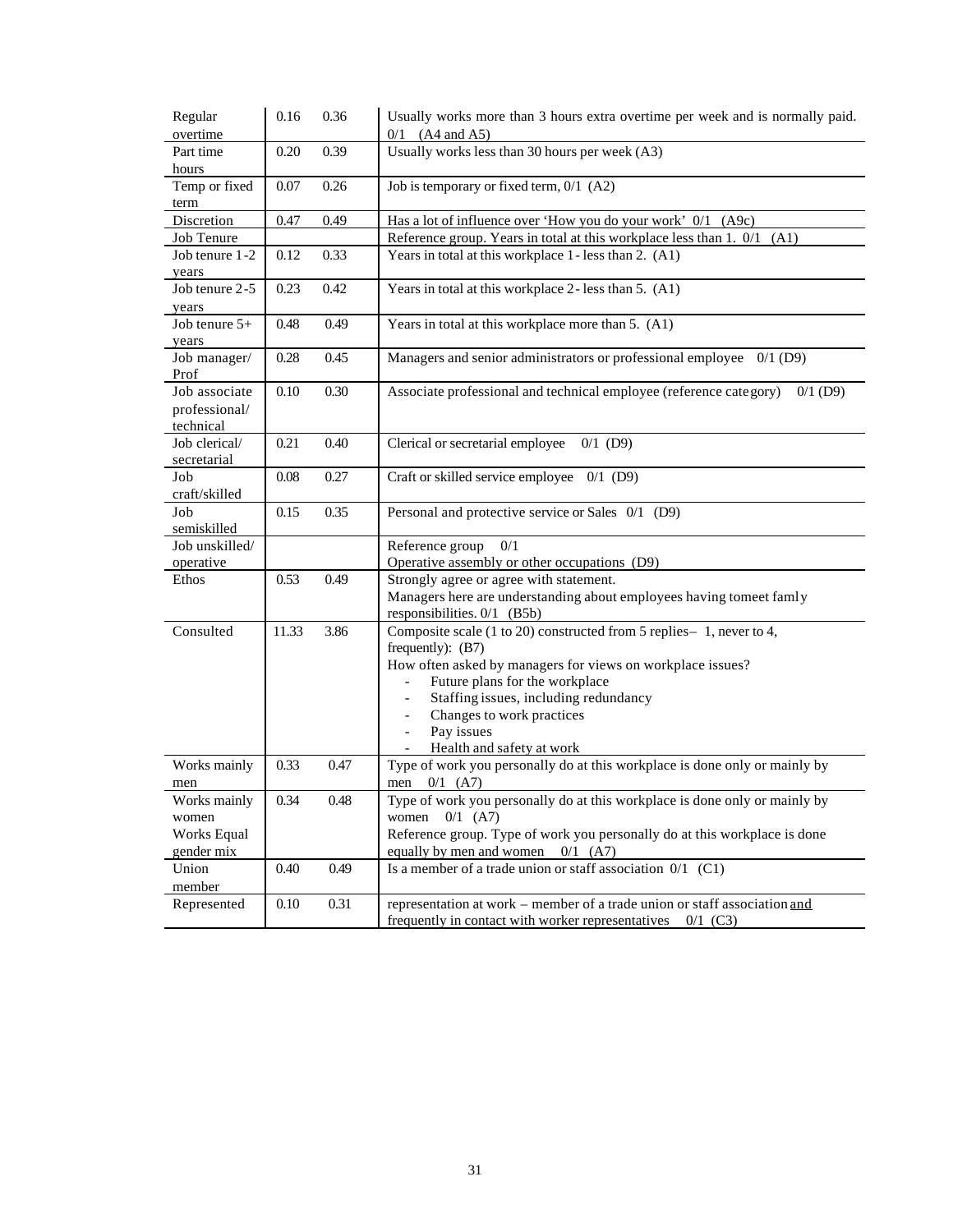| | | | |
|---|---|---|---|
| Regular overtime | 0.16 | 0.36 | Usually works more than 3 hours extra overtime per week and is normally paid. 0/1 (A4 and A5) |
| Part time hours | 0.20 | 0.39 | Usually works less than 30 hours per week (A3) |
| Temp or fixed term | 0.07 | 0.26 | Job is temporary or fixed term, 0/1 (A2) |
| Discretion | 0.47 | 0.49 | Has a lot of influence over 'How you do your work' 0/1 (A9c) |
| Job Tenure | | | Reference group. Years in total at this workplace less than 1. 0/1 (A1) |
| Job tenure 1-2 years | 0.12 | 0.33 | Years in total at this workplace 1- less than 2. (A1) |
| Job tenure 2-5 years | 0.23 | 0.42 | Years in total at this workplace 2- less than 5. (A1) |
| Job tenure 5+ years | 0.48 | 0.49 | Years in total at this workplace more than 5. (A1) |
| Job manager/ Prof | 0.28 | 0.45 | Managers and senior administrators or professional employee 0/1 (D9) |
| Job associate professional/ technical | 0.10 | 0.30 | Associate professional and technical employee (reference category) 0/1 (D9) |
| Job clerical/ secretarial | 0.21 | 0.40 | Clerical or secretarial employee 0/1 (D9) |
| Job craft/skilled | 0.08 | 0.27 | Craft or skilled service employee 0/1 (D9) |
| Job semiskilled | 0.15 | 0.35 | Personal and protective service or Sales 0/1 (D9) |
| Job unskilled/ operative | | | Reference group 0/1<br>Operative assembly or other occupations (D9) |
| Ethos | 0.53 | 0.49 | Strongly agree or agree with statement.<br>Managers here are understanding about employees having tomeet famly responsibilities. 0/1 (B5b) |
| Consulted | 11.33 | 3.86 | Composite scale (1 to 20) constructed from 5 replies– 1, never to 4, frequently): (B7)<br>How often asked by managers for views on workplace issues?<br>- Future plans for the workplace<br>- Staffing issues, including redundancy<br>- Changes to work practices<br>- Pay issues<br>- Health and safety at work |
| Works mainly men | 0.33 | 0.47 | Type of work you personally do at this workplace is done only or mainly by men 0/1 (A7) |
| Works mainly women | 0.34 | 0.48 | Type of work you personally do at this workplace is done only or mainly by women 0/1 (A7) |
| Works Equal gender mix | | | Reference group. Type of work you personally do at this workplace is done equally by men and women 0/1 (A7) |
| Union member | 0.40 | 0.49 | Is a member of a trade union or staff association 0/1 (C1) |
| Represented | 0.10 | 0.31 | representation at work – member of a trade union or staff association and frequently in contact with worker representatives 0/1 (C3) |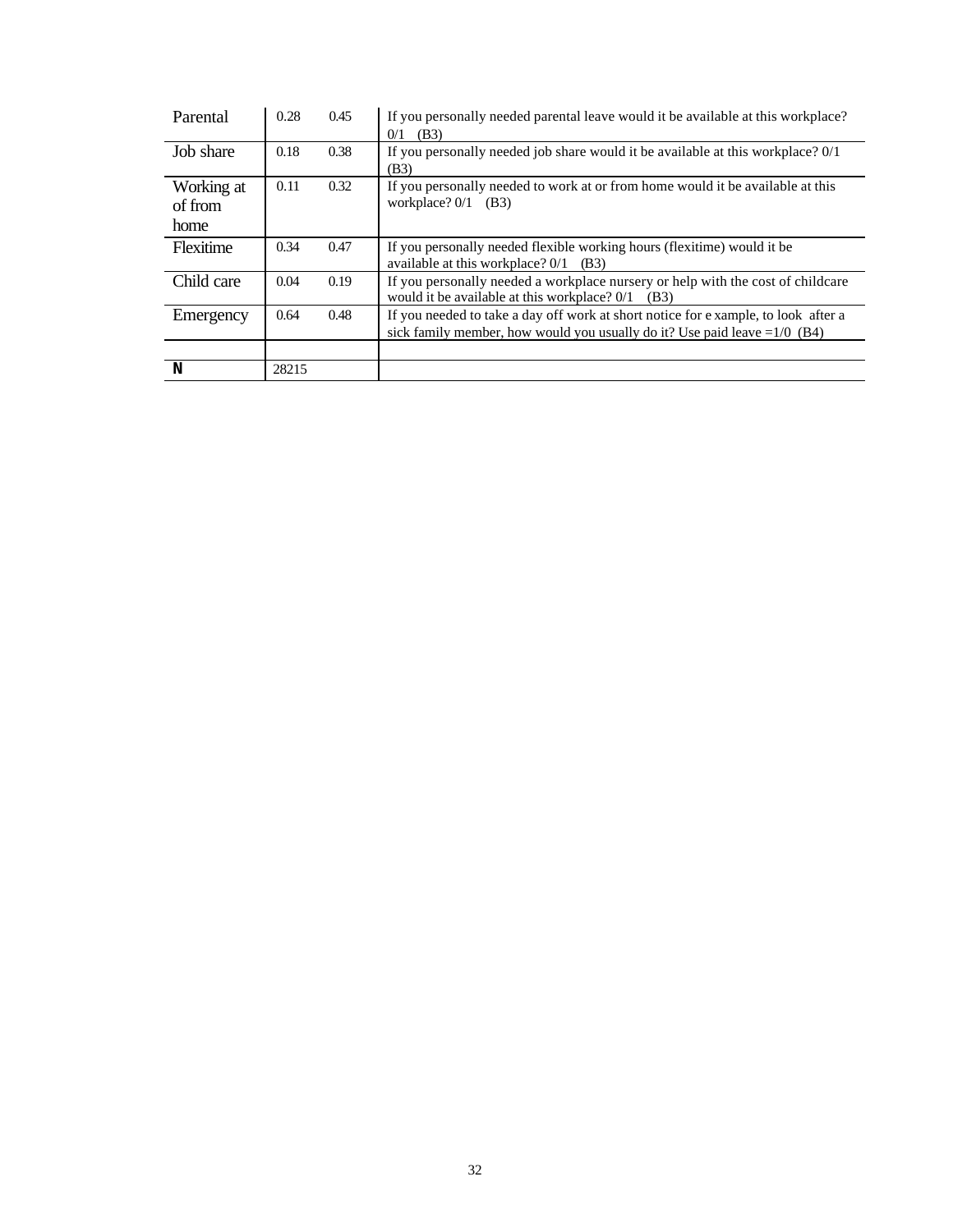| | | | |
|---|---|---|---|
| Parental | 0.28 | 0.45 | If you personally needed parental leave would it be available at this workplace? 0/1 (B3) |
| Job share | 0.18 | 0.38 | If you personally needed job share would it be available at this workplace? 0/1 (B3) |
| Working at of from home | 0.11 | 0.32 | If you personally needed to work at or from home would it be available at this workplace? 0/1 (B3) |
| Flexitime | 0.34 | 0.47 | If you personally needed flexible working hours (flexitime) would it be available at this workplace? 0/1 (B3) |
| Child care | 0.04 | 0.19 | If you personally needed a workplace nursery or help with the cost of childcare would it be available at this workplace? 0/1 (B3) |
| Emergency | 0.64 | 0.48 | If you needed to take a day off work at short notice for e xample, to look after a sick family member, how would you usually do it? Use paid leave =1/0 (B4) |
| | | | |
| **N** | 28215 | | |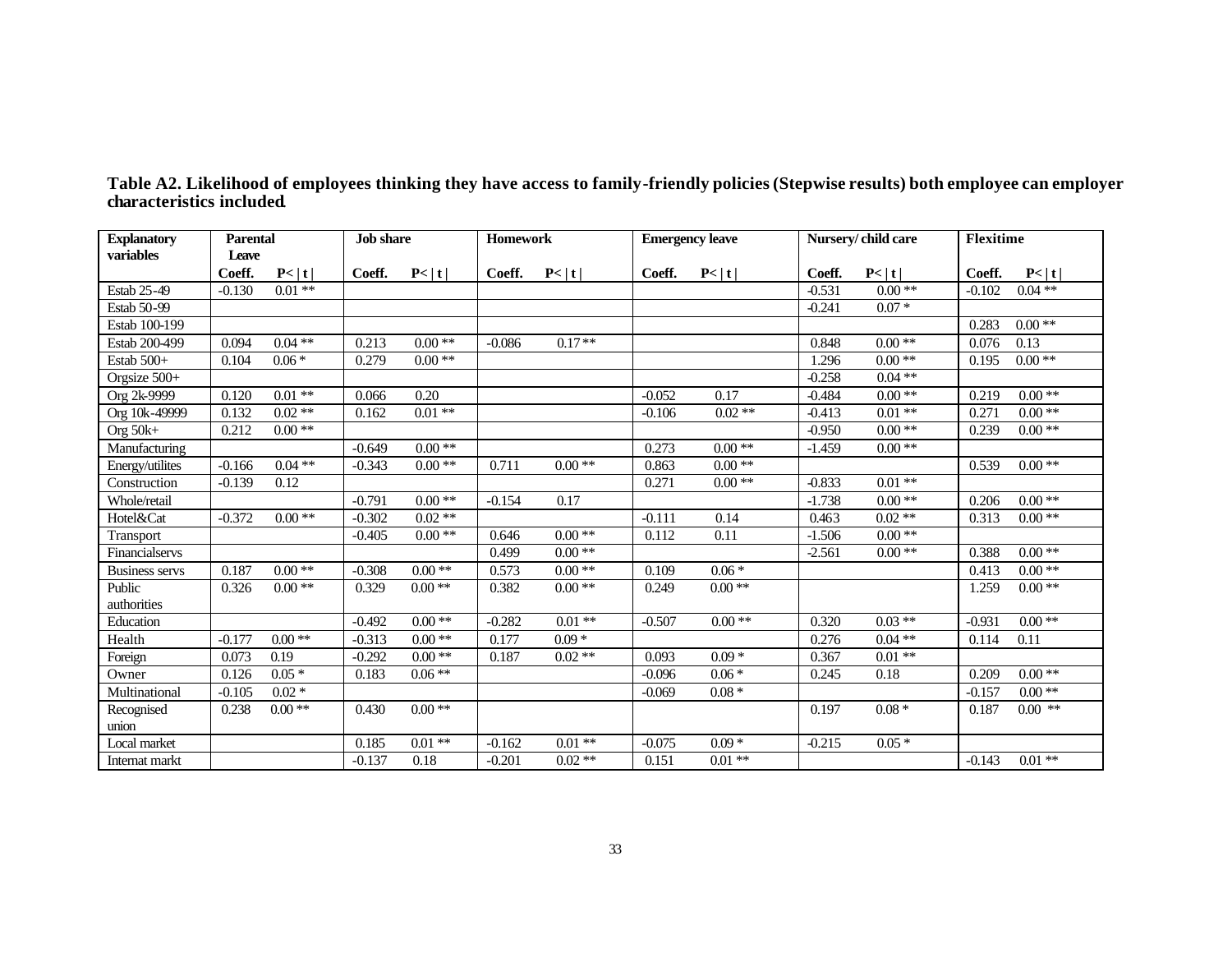**Table A2. Likelihood of employees thinking they have access to family-friendly policies (Stepwise results) both employee can employer characteristics included.**

| Explanatory variables | Parental Leave | | Job share | | Homework | | Emergency leave | | Nursery/ child care | | Flexitime | |
|---|---|---|---|---|---|---|---|---|---|---|---|---|
| | Coeff. | P<\|t\| | Coeff. | P<\|t\| | Coeff. | P<\|t\| | Coeff. | P<\|t\| | Coeff. | P<\|t\| | Coeff. | P<\|t\| |
| Estab 25-49 | -0.130 | 0.01 ** | | | | | | | -0.531 | 0.00 ** | -0.102 | 0.04 ** |
| Estab 50-99 | | | | | | | | | -0.241 | 0.07 * | | |
| Estab 100-199 | | | | | | | | | | | 0.283 | 0.00 ** |
| Estab 200-499 | 0.094 | 0.04 ** | 0.213 | 0.00 ** | -0.086 | 0.17 ** | | | 0.848 | 0.00 ** | 0.076 | 0.13 |
| Estab 500+ | 0.104 | 0.06 * | 0.279 | 0.00 ** | | | | | 1.296 | 0.00 ** | 0.195 | 0.00 ** |
| Orgsize 500+ | | | | | | | | | -0.258 | 0.04 ** | | |
| Org 2k-9999 | 0.120 | 0.01 ** | 0.066 | 0.20 | | | -0.052 | 0.17 | -0.484 | 0.00 ** | 0.219 | 0.00 ** |
| Org 10k-49999 | 0.132 | 0.02 ** | 0.162 | 0.01 ** | | | -0.106 | 0.02 ** | -0.413 | 0.01 ** | 0.271 | 0.00 ** |
| Org 50k+ | 0.212 | 0.00 ** | | | | | | | -0.950 | 0.00 ** | 0.239 | 0.00 ** |
| Manufacturing | | | -0.649 | 0.00 ** | | | 0.273 | 0.00 ** | -1.459 | 0.00 ** | | |
| Energy/utilites | -0.166 | 0.04 ** | -0.343 | 0.00 ** | 0.711 | 0.00 ** | 0.863 | 0.00 ** | | | 0.539 | 0.00 ** |
| Construction | -0.139 | 0.12 | | | | | 0.271 | 0.00 ** | -0.833 | 0.01 ** | | |
| Whole/retail | | | -0.791 | 0.00 ** | -0.154 | 0.17 | | | -1.738 | 0.00 ** | 0.206 | 0.00 ** |
| Hotel&Cat | -0.372 | 0.00 ** | -0.302 | 0.02 ** | | | -0.111 | 0.14 | 0.463 | 0.02 ** | 0.313 | 0.00 ** |
| Transport | | | -0.405 | 0.00 ** | 0.646 | 0.00 ** | 0.112 | 0.11 | -1.506 | 0.00 ** | | |
| Financialservs | | | | | 0.499 | 0.00 ** | | | -2.561 | 0.00 ** | 0.388 | 0.00 ** |
| Business servs | 0.187 | 0.00 ** | -0.308 | 0.00 ** | 0.573 | 0.00 ** | 0.109 | 0.06 * | | | 0.413 | 0.00 ** |
| Public authorities | 0.326 | 0.00 ** | 0.329 | 0.00 ** | 0.382 | 0.00 ** | 0.249 | 0.00 ** | | | 1.259 | 0.00 ** |
| Education | | | -0.492 | 0.00 ** | -0.282 | 0.01 ** | -0.507 | 0.00 ** | 0.320 | 0.03 ** | -0.931 | 0.00 ** |
| Health | -0.177 | 0.00 ** | -0.313 | 0.00 ** | 0.177 | 0.09 * | | | 0.276 | 0.04 ** | 0.114 | 0.11 |
| Foreign | 0.073 | 0.19 | -0.292 | 0.00 ** | 0.187 | 0.02 ** | 0.093 | 0.09 * | 0.367 | 0.01 ** | | |
| Owner | 0.126 | 0.05 * | 0.183 | 0.06 ** | | | -0.096 | 0.06 * | 0.245 | 0.18 | 0.209 | 0.00 ** |
| Multinational | -0.105 | 0.02 * | | | | | -0.069 | 0.08 * | | | -0.157 | 0.00 ** |
| Recognised union | 0.238 | 0.00 ** | 0.430 | 0.00 ** | | | | | 0.197 | 0.08 * | 0.187 | 0.00 ** |
| Local market | | | 0.185 | 0.01 ** | -0.162 | 0.01 ** | -0.075 | 0.09 * | -0.215 | 0.05 * | | |
| Internat markt | | | -0.137 | 0.18 | -0.201 | 0.02 ** | 0.151 | 0.01 ** | | | -0.143 | 0.01 ** |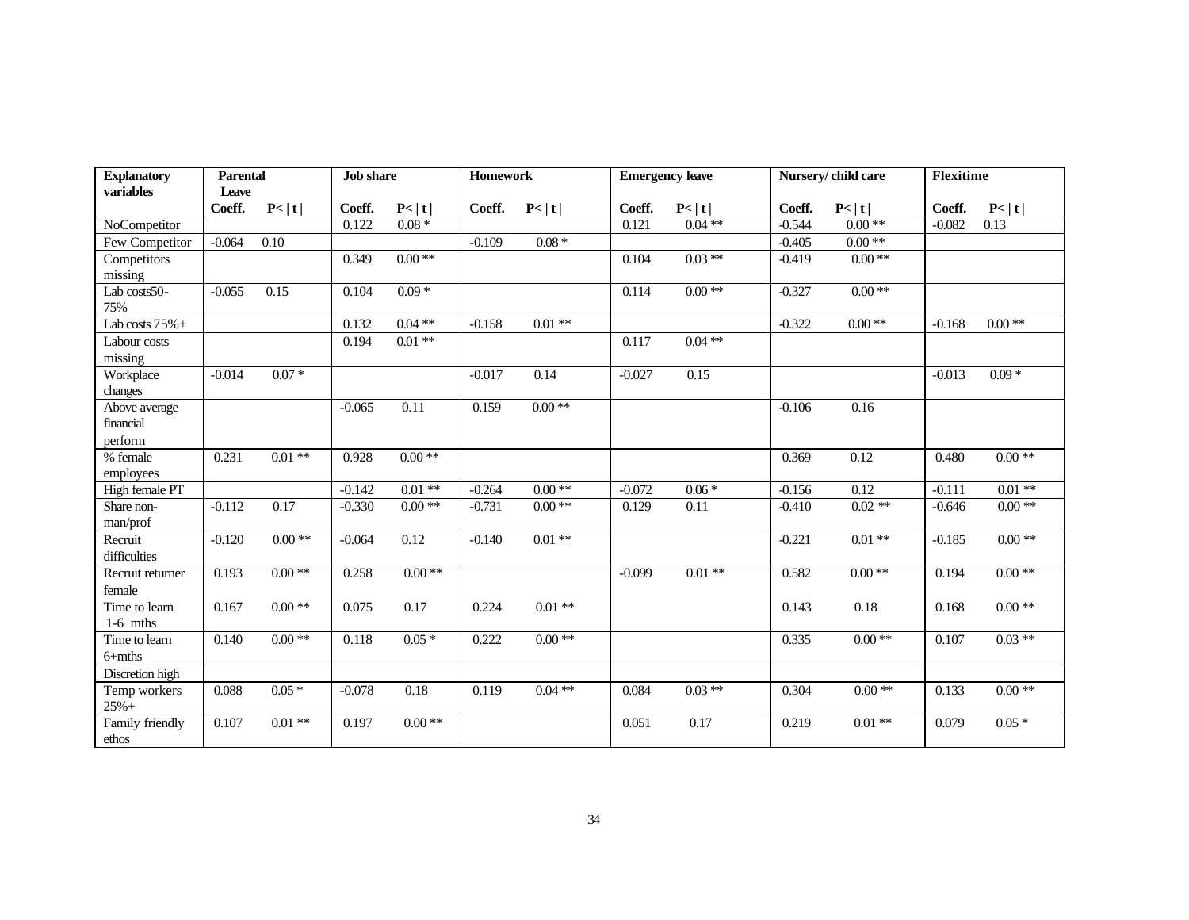| Explanatory variables | Parental Leave | | Job share | | Homework | | Emergency leave | | Nursery/ child care | | Flexitime | |
|---|---|---|---|---|---|---|---|---|---|---|---|---|
| | Coeff. | P<\|t\| | Coeff. | P<\|t\| | Coeff. | P<\|t\| | Coeff. | P<\|t\| | Coeff. | P<\|t\| | Coeff. | P<\|t\| |
| NoCompetitor | | | 0.122 | 0.08 * | | | 0.121 | 0.04 ** | -0.544 | 0.00 ** | -0.082 | 0.13 |
| Few Competitor | -0.064 | 0.10 | | | -0.109 | 0.08 * | | | -0.405 | 0.00 ** | | |
| Competitors missing | | | 0.349 | 0.00 ** | | | 0.104 | 0.03 ** | -0.419 | 0.00 ** | | |
| Lab costs50-75% | -0.055 | 0.15 | 0.104 | 0.09 * | | | 0.114 | 0.00 ** | -0.327 | 0.00 ** | | |
| Lab costs 75%+ | | | 0.132 | 0.04 ** | -0.158 | 0.01 ** | | | -0.322 | 0.00 ** | -0.168 | 0.00 ** |
| Labour costs missing | | | 0.194 | 0.01 ** | | | 0.117 | 0.04 ** | | | | |
| Workplace changes | -0.014 | 0.07 * | | | -0.017 | 0.14 | -0.027 | 0.15 | | | -0.013 | 0.09 * |
| Above average financial perform | | | -0.065 | 0.11 | 0.159 | 0.00 ** | | | -0.106 | 0.16 | | |
| % female employees | 0.231 | 0.01 ** | 0.928 | 0.00 ** | | | | | 0.369 | 0.12 | 0.480 | 0.00 ** |
| High female PT | | | -0.142 | 0.01 ** | -0.264 | 0.00 ** | -0.072 | 0.06 * | -0.156 | 0.12 | -0.111 | 0.01 ** |
| Share non-man/prof | -0.112 | 0.17 | -0.330 | 0.00 ** | -0.731 | 0.00 ** | 0.129 | 0.11 | -0.410 | 0.02 ** | -0.646 | 0.00 ** |
| Recruit difficulties | -0.120 | 0.00 ** | -0.064 | 0.12 | -0.140 | 0.01 ** | | | -0.221 | 0.01 ** | -0.185 | 0.00 ** |
| Recruit returner female | 0.193 | 0.00 ** | 0.258 | 0.00 ** | | | -0.099 | 0.01 ** | 0.582 | 0.00 ** | 0.194 | 0.00 ** |
| Time to learn 1-6 mths | 0.167 | 0.00 ** | 0.075 | 0.17 | 0.224 | 0.01 ** | | | 0.143 | 0.18 | 0.168 | 0.00 ** |
| Time to learn 6+mths | 0.140 | 0.00 ** | 0.118 | 0.05 * | 0.222 | 0.00 ** | | | 0.335 | 0.00 ** | 0.107 | 0.03 ** |
| Discretion high | | | | | | | | | | | | |
| Temp workers 25%+ | 0.088 | 0.05 * | -0.078 | 0.18 | 0.119 | 0.04 ** | 0.084 | 0.03 ** | 0.304 | 0.00 ** | 0.133 | 0.00 ** |
| Family friendly ethos | 0.107 | 0.01 ** | 0.197 | 0.00 ** | | | 0.051 | 0.17 | 0.219 | 0.01 ** | 0.079 | 0.05 * |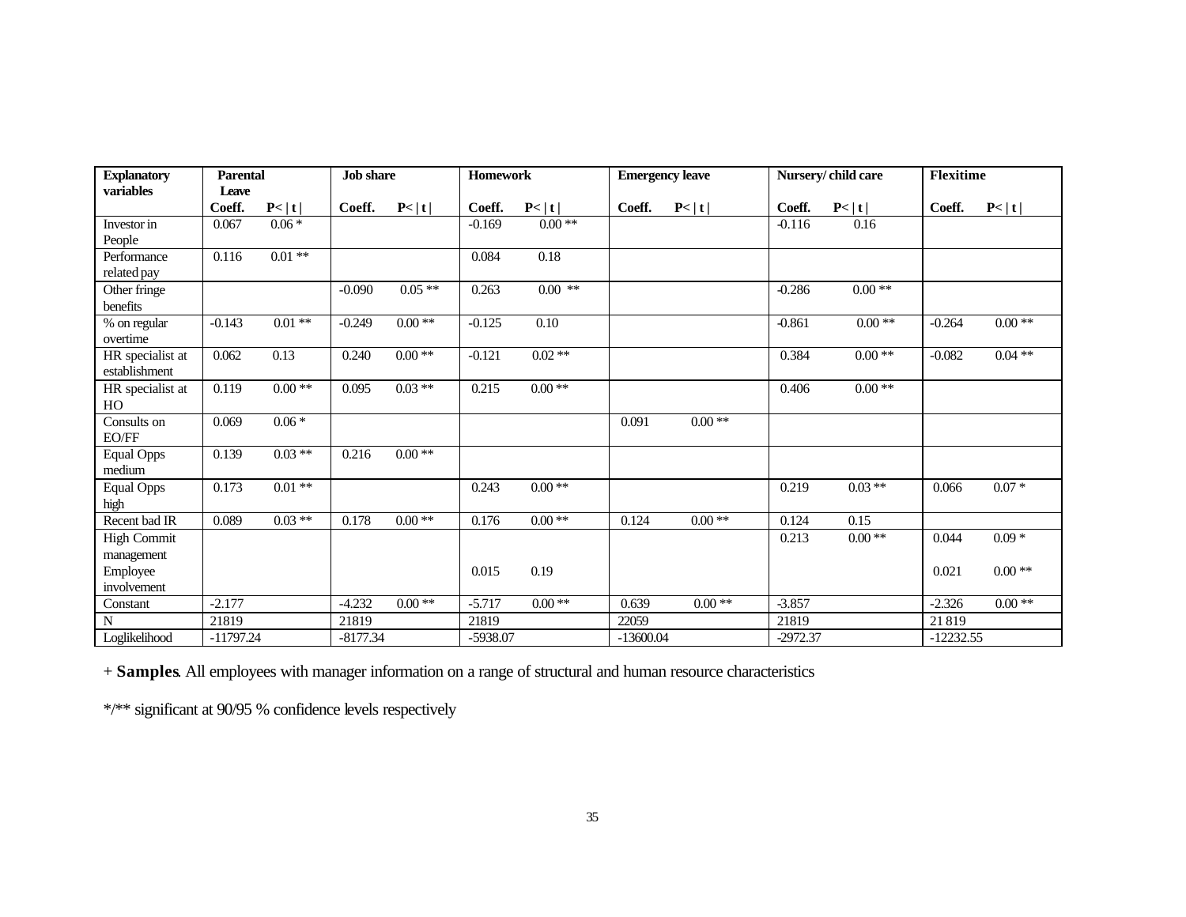| Explanatory variables | Parental Leave | | Job share | | Homework | | Emergency leave | | Nursery/ child care | | Flexitime | |
|---|---|---|---|---|---|---|---|---|---|---|---|---|
| | Coeff. | P< \| t \| | Coeff. | P< \| t \| | Coeff. | P< \| t \| | Coeff. | P< \| t \| | Coeff. | P< \| t \| | Coeff. | P< \| t \| |
| Investor in People | 0.067 | 0.06 * | | | -0.169 | 0.00 ** | | | -0.116 | 0.16 | | |
| Performance related pay | 0.116 | 0.01 ** | | | 0.084 | 0.18 | | | | | | |
| Other fringe benefits | | | -0.090 | 0.05 ** | 0.263 | 0.00 ** | | | -0.286 | 0.00 ** | | |
| % on regular overtime | -0.143 | 0.01 ** | -0.249 | 0.00 ** | -0.125 | 0.10 | | | -0.861 | 0.00 ** | -0.264 | 0.00 ** |
| HR specialist at establishment | 0.062 | 0.13 | 0.240 | 0.00 ** | -0.121 | 0.02 ** | | | 0.384 | 0.00 ** | -0.082 | 0.04 ** |
| HR specialist at HO | 0.119 | 0.00 ** | 0.095 | 0.03 ** | 0.215 | 0.00 ** | | | 0.406 | 0.00 ** | | |
| Consults on EO/FF | 0.069 | 0.06 * | | | | | 0.091 | 0.00 ** | | | | |
| Equal Opps medium | 0.139 | 0.03 ** | 0.216 | 0.00 ** | | | | | | | | |
| Equal Opps high | 0.173 | 0.01 ** | | | 0.243 | 0.00 ** | | | 0.219 | 0.03 ** | 0.066 | 0.07 * |
| Recent bad IR | 0.089 | 0.03 ** | 0.178 | 0.00 ** | 0.176 | 0.00 ** | 0.124 | 0.00 ** | 0.124 | 0.15 | | |
| High Commit management | | | | | | | | | 0.213 | 0.00 ** | 0.044 | 0.09 * |
| Employee involvement | | | | | 0.015 | 0.19 | | | | | 0.021 | 0.00 ** |
| Constant | -2.177 | | -4.232 | 0.00 ** | -5.717 | 0.00 ** | 0.639 | 0.00 ** | -3.857 | | -2.326 | 0.00 ** |
| N | 21819 | | 21819 | | 21819 | | 22059 | | 21819 | | 21 819 | |
| Loglikelihood | -11797.24 | | -8177.34 | | -5938.07 | | -13600.04 | | -2972.37 | | -12232.55 | |

+ **Samples**. All employees with manager information on a range of structural and human resource characteristics

*/** significant at 90/95 % confidence levels respectively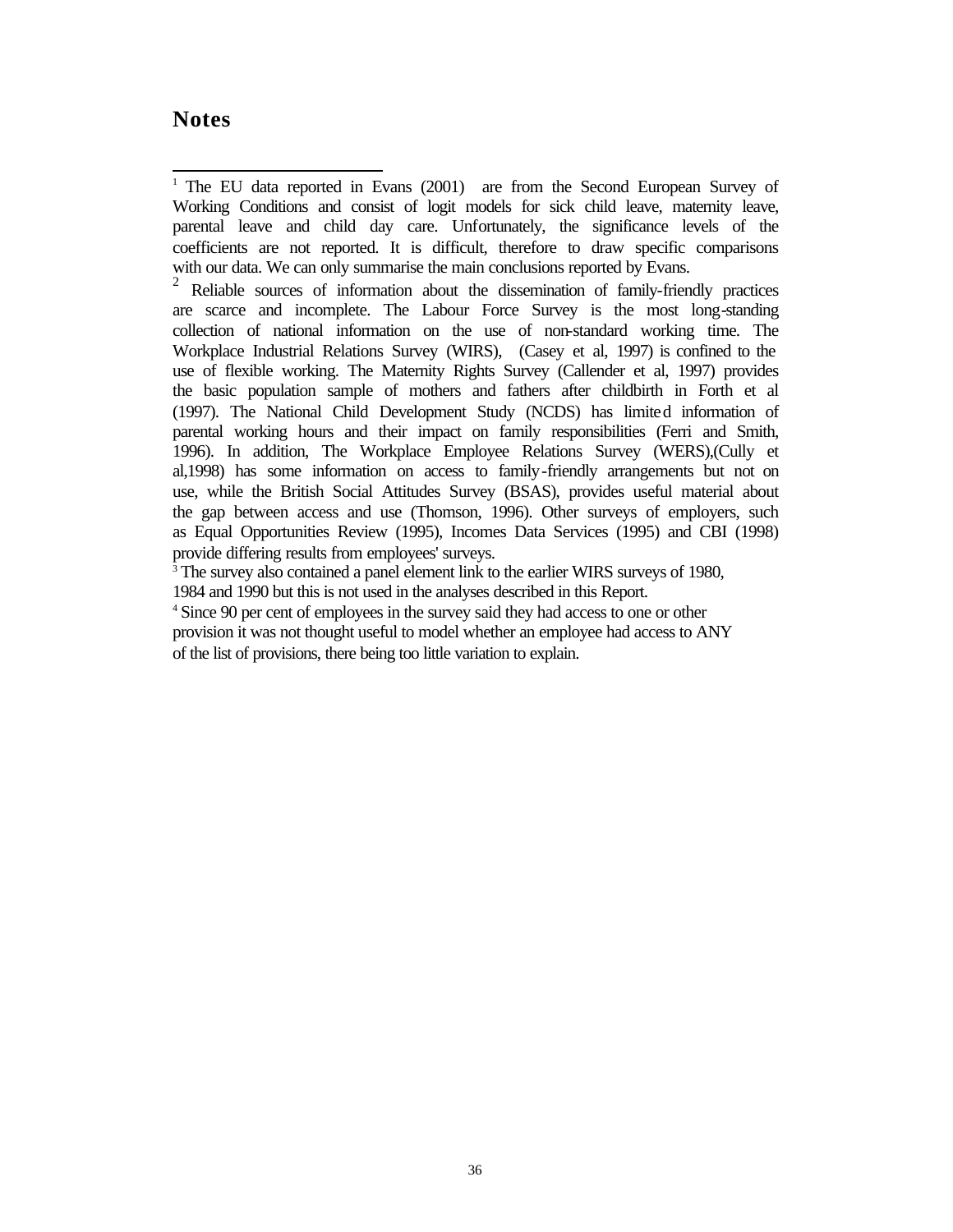## Notes

[1] The EU data reported in Evans (2001) are from the Second European Survey of Working Conditions and consist of logit models for sick child leave, maternity leave, parental leave and child day care. Unfortunately, the significance levels of the coefficients are not reported. It is difficult, therefore to draw specific comparisons with our data. We can only summarise the main conclusions reported by Evans.

[2] Reliable sources of information about the dissemination of family-friendly practices are scarce and incomplete. The Labour Force Survey is the most long-standing collection of national information on the use of non-standard working time. The Workplace Industrial Relations Survey (WIRS), (Casey et al, 1997) is confined to the use of flexible working. The Maternity Rights Survey (Callender et al, 1997) provides the basic population sample of mothers and fathers after childbirth in Forth et al (1997). The National Child Development Study (NCDS) has limited information of parental working hours and their impact on family responsibilities (Ferri and Smith, 1996). In addition, The Workplace Employee Relations Survey (WERS),(Cully et al,1998) has some information on access to family-friendly arrangements but not on use, while the British Social Attitudes Survey (BSAS), provides useful material about the gap between access and use (Thomson, 1996). Other surveys of employers, such as Equal Opportunities Review (1995), Incomes Data Services (1995) and CBI (1998) provide differing results from employees' surveys.

[3] The survey also contained a panel element link to the earlier WIRS surveys of 1980, 1984 and 1990 but this is not used in the analyses described in this Report.

[4] Since 90 per cent of employees in the survey said they had access to one or other provision it was not thought useful to model whether an employee had access to ANY of the list of provisions, there being too little variation to explain.